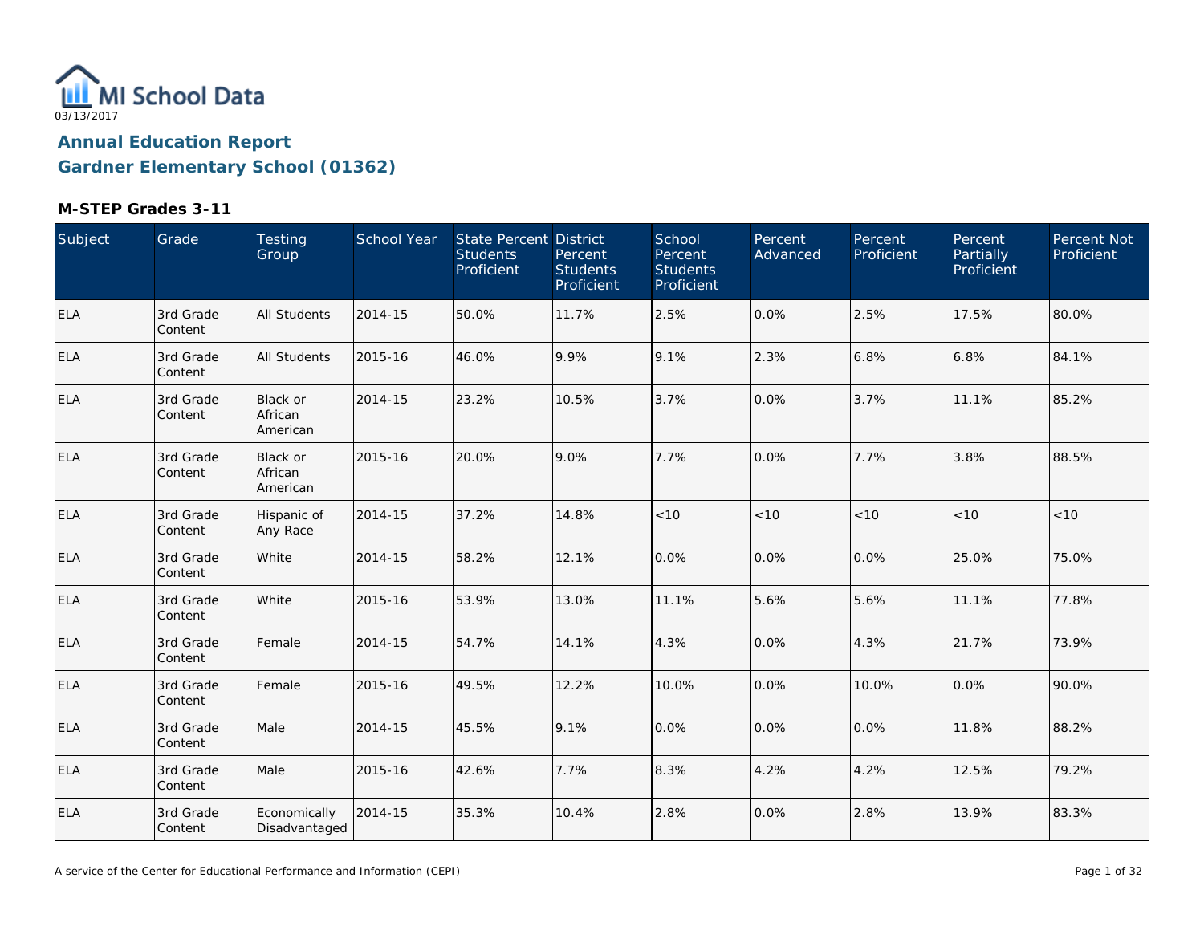MI School Data
03/13/2017

## Annual Education Report
## Gardner Elementary School (01362)

### M-STEP Grades 3-11

| Subject | Grade | Testing Group | School Year | State Percent Students Proficient | District Percent Students Proficient | School Percent Students Proficient | Percent Advanced | Percent Proficient | Percent Partially Proficient | Percent Not Proficient |
|---|---|---|---|---|---|---|---|---|---|---|
| ELA | 3rd Grade Content | All Students | 2014-15 | 50.0% | 11.7% | 2.5% | 0.0% | 2.5% | 17.5% | 80.0% |
| ELA | 3rd Grade Content | All Students | 2015-16 | 46.0% | 9.9% | 9.1% | 2.3% | 6.8% | 6.8% | 84.1% |
| ELA | 3rd Grade Content | Black or African American | 2014-15 | 23.2% | 10.5% | 3.7% | 0.0% | 3.7% | 11.1% | 85.2% |
| ELA | 3rd Grade Content | Black or African American | 2015-16 | 20.0% | 9.0% | 7.7% | 0.0% | 7.7% | 3.8% | 88.5% |
| ELA | 3rd Grade Content | Hispanic of Any Race | 2014-15 | 37.2% | 14.8% | <10 | <10 | <10 | <10 | <10 |
| ELA | 3rd Grade Content | White | 2014-15 | 58.2% | 12.1% | 0.0% | 0.0% | 0.0% | 25.0% | 75.0% |
| ELA | 3rd Grade Content | White | 2015-16 | 53.9% | 13.0% | 11.1% | 5.6% | 5.6% | 11.1% | 77.8% |
| ELA | 3rd Grade Content | Female | 2014-15 | 54.7% | 14.1% | 4.3% | 0.0% | 4.3% | 21.7% | 73.9% |
| ELA | 3rd Grade Content | Female | 2015-16 | 49.5% | 12.2% | 10.0% | 0.0% | 10.0% | 0.0% | 90.0% |
| ELA | 3rd Grade Content | Male | 2014-15 | 45.5% | 9.1% | 0.0% | 0.0% | 0.0% | 11.8% | 88.2% |
| ELA | 3rd Grade Content | Male | 2015-16 | 42.6% | 7.7% | 8.3% | 4.2% | 4.2% | 12.5% | 79.2% |
| ELA | 3rd Grade Content | Economically Disadvantaged | 2014-15 | 35.3% | 10.4% | 2.8% | 0.0% | 2.8% | 13.9% | 83.3% |

A service of the Center for Educational Performance and Information (CEPI)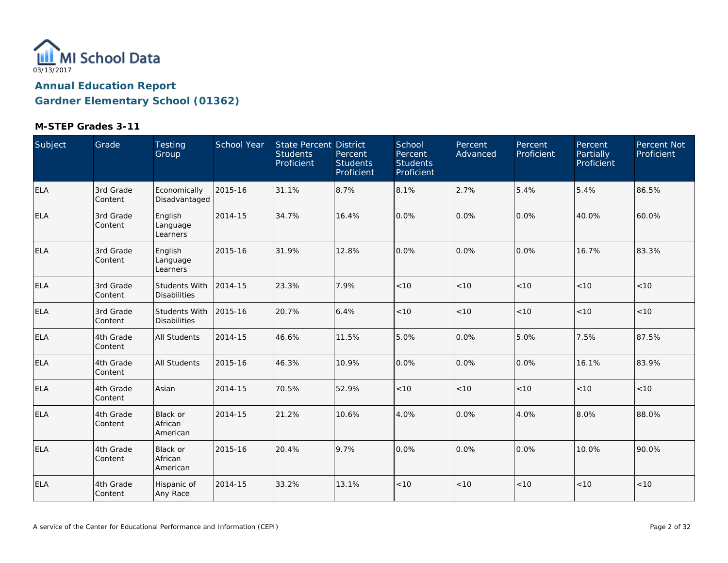MI School Data
03/13/2017

## Annual Education Report

## Gardner Elementary School (01362)

### M-STEP Grades 3-11

| Subject | Grade | Testing Group | School Year | State Percent Students Proficient | District Percent Students Proficient | School Percent Students Proficient | Percent Advanced | Percent Proficient | Percent Partially Proficient | Percent Not Proficient |
|---|---|---|---|---|---|---|---|---|---|---|
| ELA | 3rd Grade Content | Economically Disadvantaged | 2015-16 | 31.1% | 8.7% | 8.1% | 2.7% | 5.4% | 5.4% | 86.5% |
| ELA | 3rd Grade Content | English Language Learners | 2014-15 | 34.7% | 16.4% | 0.0% | 0.0% | 0.0% | 40.0% | 60.0% |
| ELA | 3rd Grade Content | English Language Learners | 2015-16 | 31.9% | 12.8% | 0.0% | 0.0% | 0.0% | 16.7% | 83.3% |
| ELA | 3rd Grade Content | Students With Disabilities | 2014-15 | 23.3% | 7.9% | <10 | <10 | <10 | <10 | <10 |
| ELA | 3rd Grade Content | Students With Disabilities | 2015-16 | 20.7% | 6.4% | <10 | <10 | <10 | <10 | <10 |
| ELA | 4th Grade Content | All Students | 2014-15 | 46.6% | 11.5% | 5.0% | 0.0% | 5.0% | 7.5% | 87.5% |
| ELA | 4th Grade Content | All Students | 2015-16 | 46.3% | 10.9% | 0.0% | 0.0% | 0.0% | 16.1% | 83.9% |
| ELA | 4th Grade Content | Asian | 2014-15 | 70.5% | 52.9% | <10 | <10 | <10 | <10 | <10 |
| ELA | 4th Grade Content | Black or African American | 2014-15 | 21.2% | 10.6% | 4.0% | 0.0% | 4.0% | 8.0% | 88.0% |
| ELA | 4th Grade Content | Black or African American | 2015-16 | 20.4% | 9.7% | 0.0% | 0.0% | 0.0% | 10.0% | 90.0% |
| ELA | 4th Grade Content | Hispanic of Any Race | 2014-15 | 33.2% | 13.1% | <10 | <10 | <10 | <10 | <10 |

A service of the Center for Educational Performance and Information (CEPI)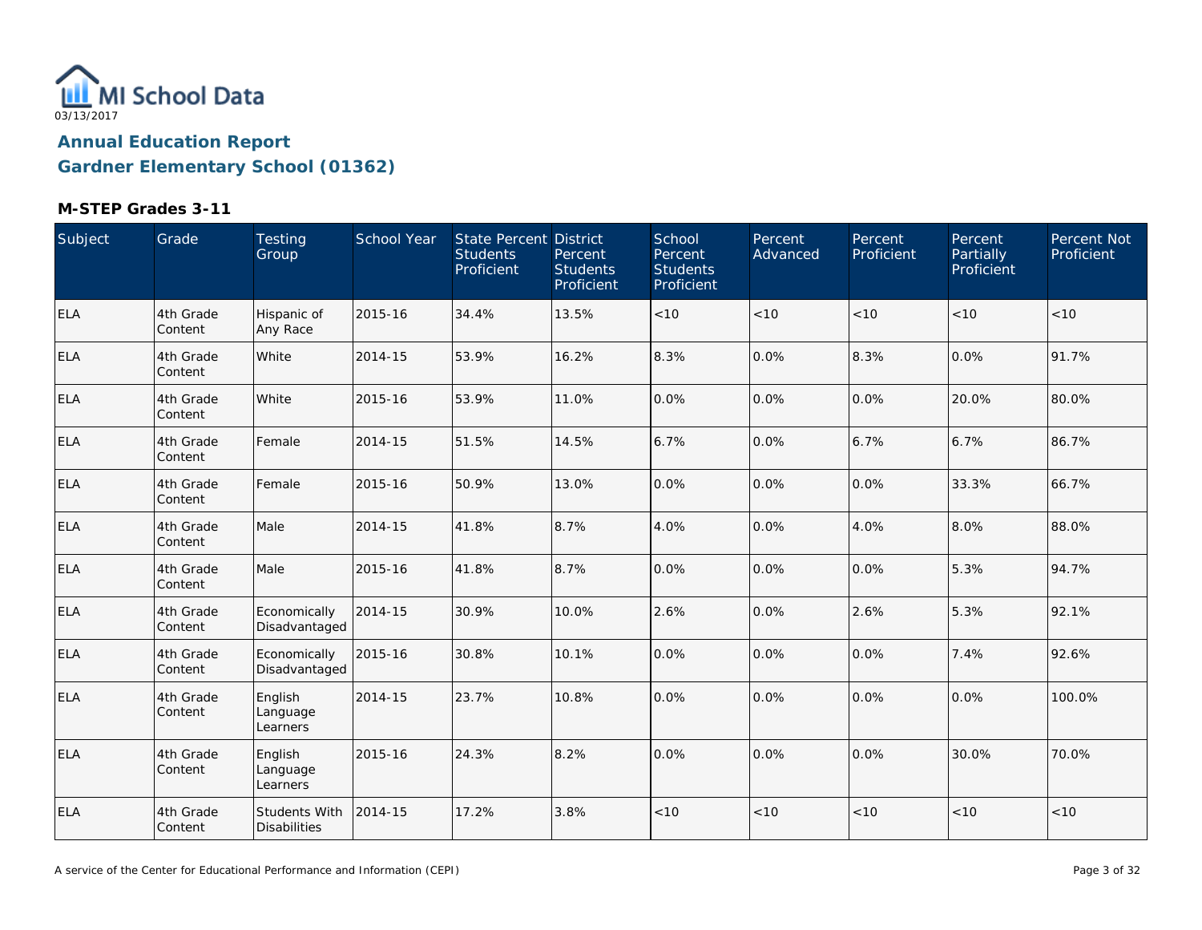MI School Data

03/13/2017

## Annual Education Report

## Gardner Elementary School (01362)

### M-STEP Grades 3-11

| Subject | Grade | Testing Group | School Year | State Percent Students Proficient | District Percent Students Proficient | School Percent Students Proficient | Percent Advanced | Percent Proficient | Percent Partially Proficient | Percent Not Proficient |
|---|---|---|---|---|---|---|---|---|---|---|
| ELA | 4th Grade Content | Hispanic of Any Race | 2015-16 | 34.4% | 13.5% | <10 | <10 | <10 | <10 | <10 |
| ELA | 4th Grade Content | White | 2014-15 | 53.9% | 16.2% | 8.3% | 0.0% | 8.3% | 0.0% | 91.7% |
| ELA | 4th Grade Content | White | 2015-16 | 53.9% | 11.0% | 0.0% | 0.0% | 0.0% | 20.0% | 80.0% |
| ELA | 4th Grade Content | Female | 2014-15 | 51.5% | 14.5% | 6.7% | 0.0% | 6.7% | 6.7% | 86.7% |
| ELA | 4th Grade Content | Female | 2015-16 | 50.9% | 13.0% | 0.0% | 0.0% | 0.0% | 33.3% | 66.7% |
| ELA | 4th Grade Content | Male | 2014-15 | 41.8% | 8.7% | 4.0% | 0.0% | 4.0% | 8.0% | 88.0% |
| ELA | 4th Grade Content | Male | 2015-16 | 41.8% | 8.7% | 0.0% | 0.0% | 0.0% | 5.3% | 94.7% |
| ELA | 4th Grade Content | Economically Disadvantaged | 2014-15 | 30.9% | 10.0% | 2.6% | 0.0% | 2.6% | 5.3% | 92.1% |
| ELA | 4th Grade Content | Economically Disadvantaged | 2015-16 | 30.8% | 10.1% | 0.0% | 0.0% | 0.0% | 7.4% | 92.6% |
| ELA | 4th Grade Content | English Language Learners | 2014-15 | 23.7% | 10.8% | 0.0% | 0.0% | 0.0% | 0.0% | 100.0% |
| ELA | 4th Grade Content | English Language Learners | 2015-16 | 24.3% | 8.2% | 0.0% | 0.0% | 0.0% | 30.0% | 70.0% |
| ELA | 4th Grade Content | Students With Disabilities | 2014-15 | 17.2% | 3.8% | <10 | <10 | <10 | <10 | <10 |

A service of the Center for Educational Performance and Information (CEPI)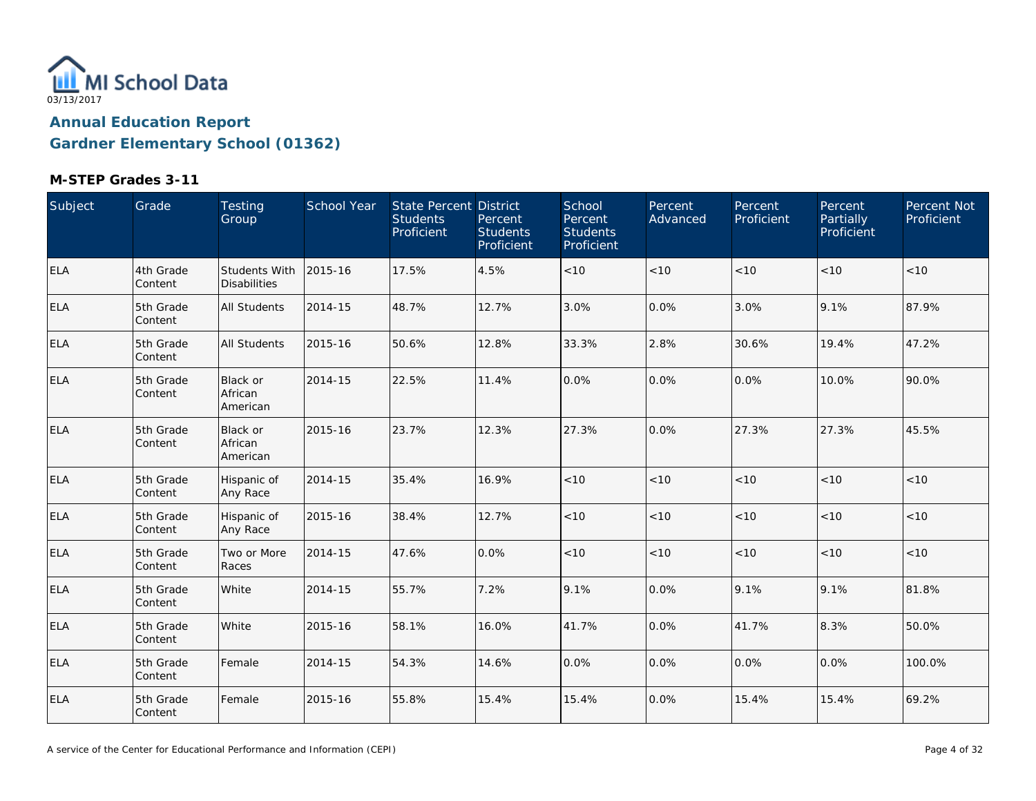MI School Data
03/13/2017

# Annual Education Report

## Gardner Elementary School (01362)

### M-STEP Grades 3-11

| Subject | Grade | Testing Group | School Year | State Percent Students Proficient | District Percent Students Proficient | School Percent Students Proficient | Percent Advanced | Percent Proficient | Percent Partially Proficient | Percent Not Proficient |
|---|---|---|---|---|---|---|---|---|---|---|
| ELA | 4th Grade Content | Students With Disabilities | 2015-16 | 17.5% | 4.5% | <10 | <10 | <10 | <10 | <10 |
| ELA | 5th Grade Content | All Students | 2014-15 | 48.7% | 12.7% | 3.0% | 0.0% | 3.0% | 9.1% | 87.9% |
| ELA | 5th Grade Content | All Students | 2015-16 | 50.6% | 12.8% | 33.3% | 2.8% | 30.6% | 19.4% | 47.2% |
| ELA | 5th Grade Content | Black or African American | 2014-15 | 22.5% | 11.4% | 0.0% | 0.0% | 0.0% | 10.0% | 90.0% |
| ELA | 5th Grade Content | Black or African American | 2015-16 | 23.7% | 12.3% | 27.3% | 0.0% | 27.3% | 27.3% | 45.5% |
| ELA | 5th Grade Content | Hispanic of Any Race | 2014-15 | 35.4% | 16.9% | <10 | <10 | <10 | <10 | <10 |
| ELA | 5th Grade Content | Hispanic of Any Race | 2015-16 | 38.4% | 12.7% | <10 | <10 | <10 | <10 | <10 |
| ELA | 5th Grade Content | Two or More Races | 2014-15 | 47.6% | 0.0% | <10 | <10 | <10 | <10 | <10 |
| ELA | 5th Grade Content | White | 2014-15 | 55.7% | 7.2% | 9.1% | 0.0% | 9.1% | 9.1% | 81.8% |
| ELA | 5th Grade Content | White | 2015-16 | 58.1% | 16.0% | 41.7% | 0.0% | 41.7% | 8.3% | 50.0% |
| ELA | 5th Grade Content | Female | 2014-15 | 54.3% | 14.6% | 0.0% | 0.0% | 0.0% | 0.0% | 100.0% |
| ELA | 5th Grade Content | Female | 2015-16 | 55.8% | 15.4% | 15.4% | 0.0% | 15.4% | 15.4% | 69.2% |

A service of the Center for Educational Performance and Information (CEPI)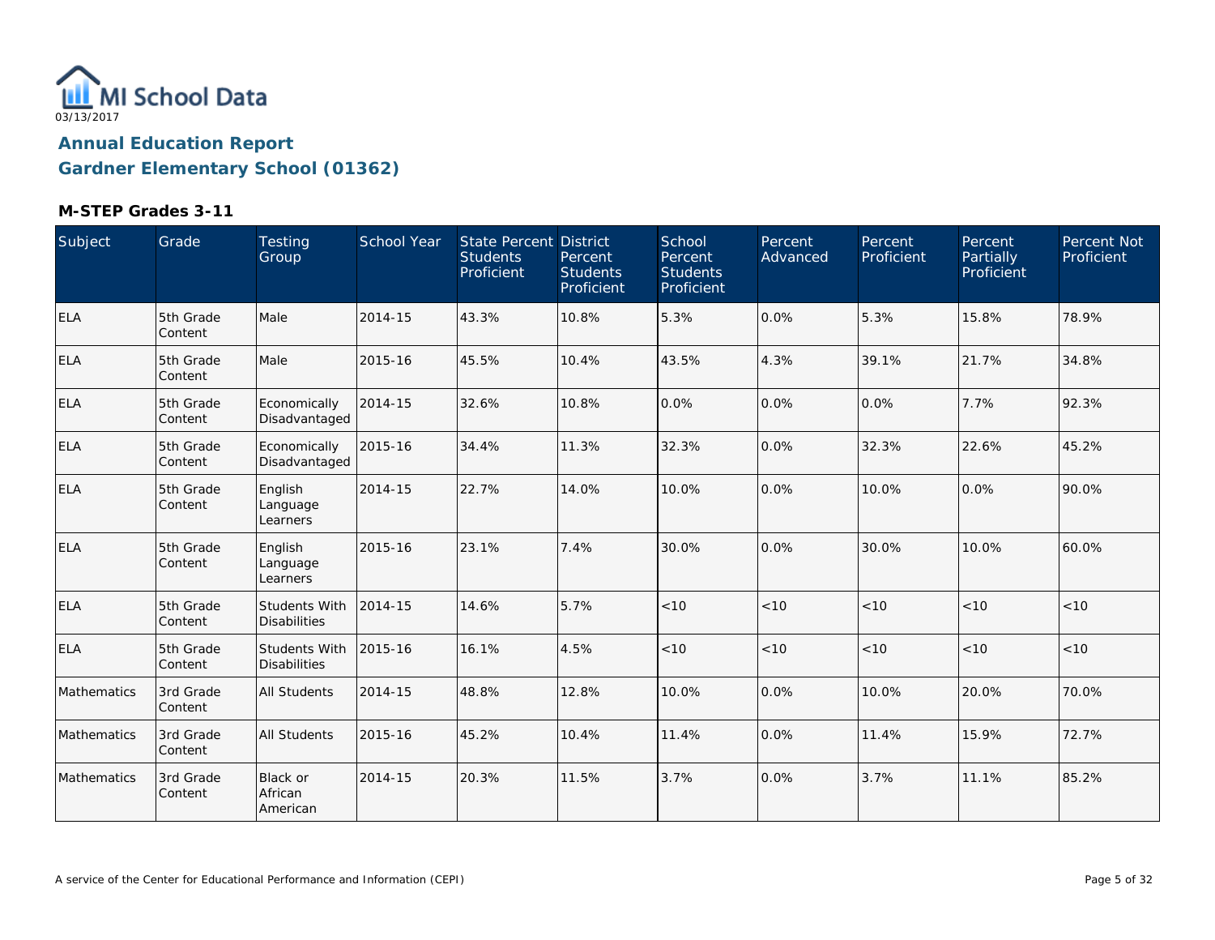MI School Data
03/13/2017

## Annual Education Report

## Gardner Elementary School (01362)

### M-STEP Grades 3-11

| Subject | Grade | Testing Group | School Year | State Percent Students Proficient | District Percent Students Proficient | School Percent Students Proficient | Percent Advanced | Percent Proficient | Percent Partially Proficient | Percent Not Proficient |
| --- | --- | --- | --- | --- | --- | --- | --- | --- | --- | --- |
| ELA | 5th Grade Content | Male | 2014-15 | 43.3% | 10.8% | 5.3% | 0.0% | 5.3% | 15.8% | 78.9% |
| ELA | 5th Grade Content | Male | 2015-16 | 45.5% | 10.4% | 43.5% | 4.3% | 39.1% | 21.7% | 34.8% |
| ELA | 5th Grade Content | Economically Disadvantaged | 2014-15 | 32.6% | 10.8% | 0.0% | 0.0% | 0.0% | 7.7% | 92.3% |
| ELA | 5th Grade Content | Economically Disadvantaged | 2015-16 | 34.4% | 11.3% | 32.3% | 0.0% | 32.3% | 22.6% | 45.2% |
| ELA | 5th Grade Content | English Language Learners | 2014-15 | 22.7% | 14.0% | 10.0% | 0.0% | 10.0% | 0.0% | 90.0% |
| ELA | 5th Grade Content | English Language Learners | 2015-16 | 23.1% | 7.4% | 30.0% | 0.0% | 30.0% | 10.0% | 60.0% |
| ELA | 5th Grade Content | Students With Disabilities | 2014-15 | 14.6% | 5.7% | <10 | <10 | <10 | <10 | <10 |
| ELA | 5th Grade Content | Students With Disabilities | 2015-16 | 16.1% | 4.5% | <10 | <10 | <10 | <10 | <10 |
| Mathematics | 3rd Grade Content | All Students | 2014-15 | 48.8% | 12.8% | 10.0% | 0.0% | 10.0% | 20.0% | 70.0% |
| Mathematics | 3rd Grade Content | All Students | 2015-16 | 45.2% | 10.4% | 11.4% | 0.0% | 11.4% | 15.9% | 72.7% |
| Mathematics | 3rd Grade Content | Black or African American | 2014-15 | 20.3% | 11.5% | 3.7% | 0.0% | 3.7% | 11.1% | 85.2% |

A service of the Center for Educational Performance and Information (CEPI)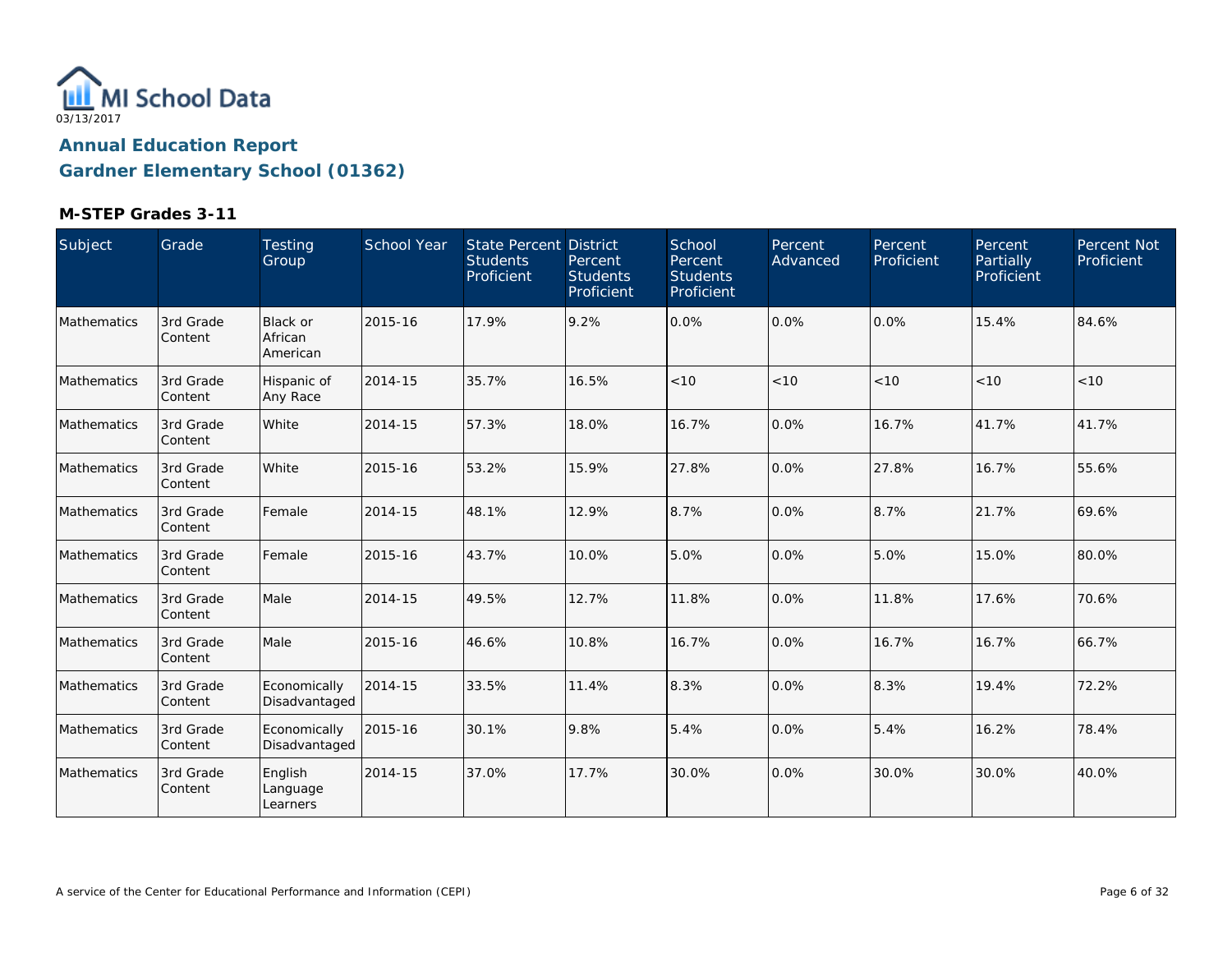MI School Data

03/13/2017

## Annual Education Report
## Gardner Elementary School (01362)

### M-STEP Grades 3-11

| Subject | Grade | Testing Group | School Year | State Percent Students Proficient | District Percent Students Proficient | School Percent Students Proficient | Percent Advanced | Percent Proficient | Percent Partially Proficient | Percent Not Proficient |
|---|---|---|---|---|---|---|---|---|---|---|
| Mathematics | 3rd Grade Content | Black or African American | 2015-16 | 17.9% | 9.2% | 0.0% | 0.0% | 0.0% | 15.4% | 84.6% |
| Mathematics | 3rd Grade Content | Hispanic of Any Race | 2014-15 | 35.7% | 16.5% | <10 | <10 | <10 | <10 | <10 |
| Mathematics | 3rd Grade Content | White | 2014-15 | 57.3% | 18.0% | 16.7% | 0.0% | 16.7% | 41.7% | 41.7% |
| Mathematics | 3rd Grade Content | White | 2015-16 | 53.2% | 15.9% | 27.8% | 0.0% | 27.8% | 16.7% | 55.6% |
| Mathematics | 3rd Grade Content | Female | 2014-15 | 48.1% | 12.9% | 8.7% | 0.0% | 8.7% | 21.7% | 69.6% |
| Mathematics | 3rd Grade Content | Female | 2015-16 | 43.7% | 10.0% | 5.0% | 0.0% | 5.0% | 15.0% | 80.0% |
| Mathematics | 3rd Grade Content | Male | 2014-15 | 49.5% | 12.7% | 11.8% | 0.0% | 11.8% | 17.6% | 70.6% |
| Mathematics | 3rd Grade Content | Male | 2015-16 | 46.6% | 10.8% | 16.7% | 0.0% | 16.7% | 16.7% | 66.7% |
| Mathematics | 3rd Grade Content | Economically Disadvantaged | 2014-15 | 33.5% | 11.4% | 8.3% | 0.0% | 8.3% | 19.4% | 72.2% |
| Mathematics | 3rd Grade Content | Economically Disadvantaged | 2015-16 | 30.1% | 9.8% | 5.4% | 0.0% | 5.4% | 16.2% | 78.4% |
| Mathematics | 3rd Grade Content | English Language Learners | 2014-15 | 37.0% | 17.7% | 30.0% | 0.0% | 30.0% | 30.0% | 40.0% |

A service of the Center for Educational Performance and Information (CEPI)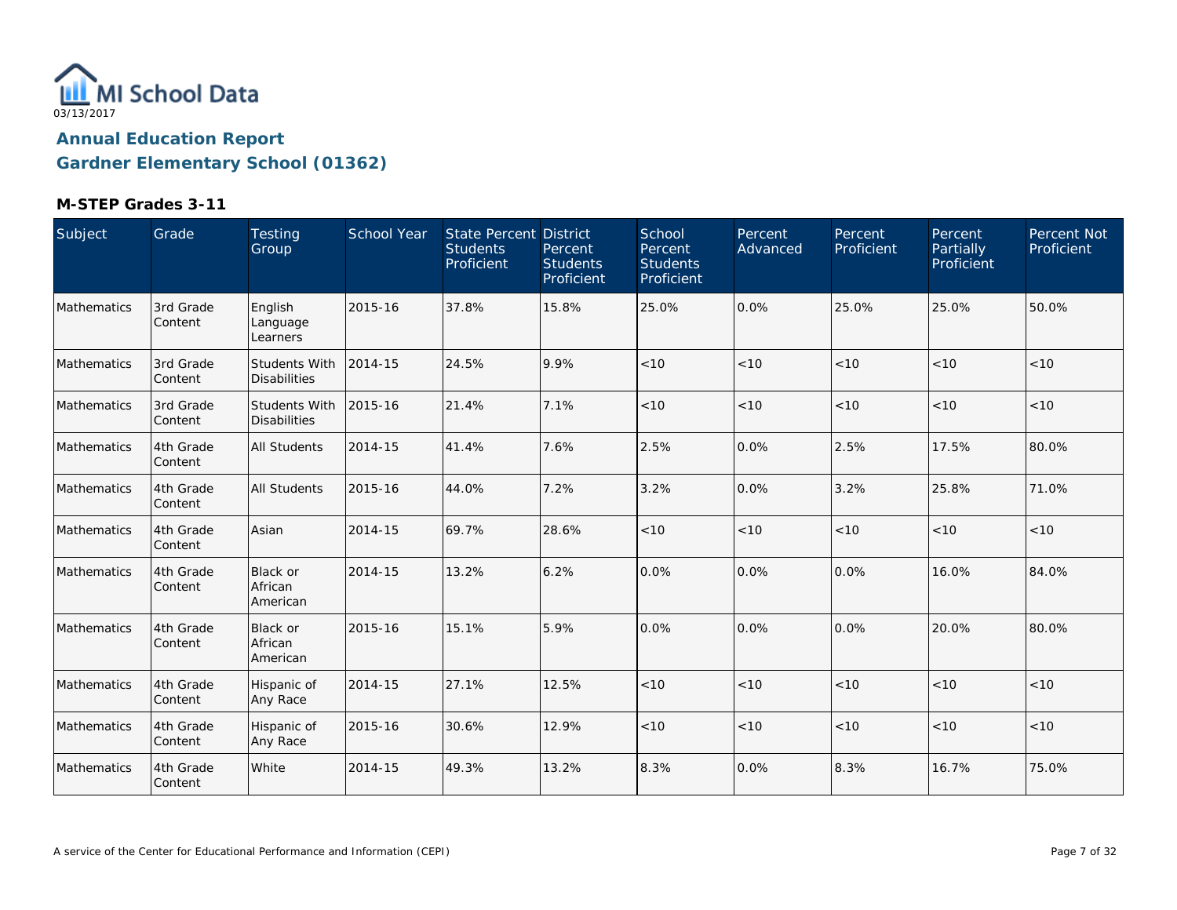MI School Data
03/13/2017

# Annual Education Report

## Gardner Elementary School (01362)

### M-STEP Grades 3-11

| Subject | Grade | Testing Group | School Year | State Percent Students Proficient | District Percent Students Proficient | School Percent Students Proficient | Percent Advanced | Percent Proficient | Percent Partially Proficient | Percent Not Proficient |
|---|---|---|---|---|---|---|---|---|---|---|
| Mathematics | 3rd Grade Content | English Language Learners | 2015-16 | 37.8% | 15.8% | 25.0% | 0.0% | 25.0% | 25.0% | 50.0% |
| Mathematics | 3rd Grade Content | Students With Disabilities | 2014-15 | 24.5% | 9.9% | <10 | <10 | <10 | <10 | <10 |
| Mathematics | 3rd Grade Content | Students With Disabilities | 2015-16 | 21.4% | 7.1% | <10 | <10 | <10 | <10 | <10 |
| Mathematics | 4th Grade Content | All Students | 2014-15 | 41.4% | 7.6% | 2.5% | 0.0% | 2.5% | 17.5% | 80.0% |
| Mathematics | 4th Grade Content | All Students | 2015-16 | 44.0% | 7.2% | 3.2% | 0.0% | 3.2% | 25.8% | 71.0% |
| Mathematics | 4th Grade Content | Asian | 2014-15 | 69.7% | 28.6% | <10 | <10 | <10 | <10 | <10 |
| Mathematics | 4th Grade Content | Black or African American | 2014-15 | 13.2% | 6.2% | 0.0% | 0.0% | 0.0% | 16.0% | 84.0% |
| Mathematics | 4th Grade Content | Black or African American | 2015-16 | 15.1% | 5.9% | 0.0% | 0.0% | 0.0% | 20.0% | 80.0% |
| Mathematics | 4th Grade Content | Hispanic of Any Race | 2014-15 | 27.1% | 12.5% | <10 | <10 | <10 | <10 | <10 |
| Mathematics | 4th Grade Content | Hispanic of Any Race | 2015-16 | 30.6% | 12.9% | <10 | <10 | <10 | <10 | <10 |
| Mathematics | 4th Grade Content | White | 2014-15 | 49.3% | 13.2% | 8.3% | 0.0% | 8.3% | 16.7% | 75.0% |

A service of the Center for Educational Performance and Information (CEPI)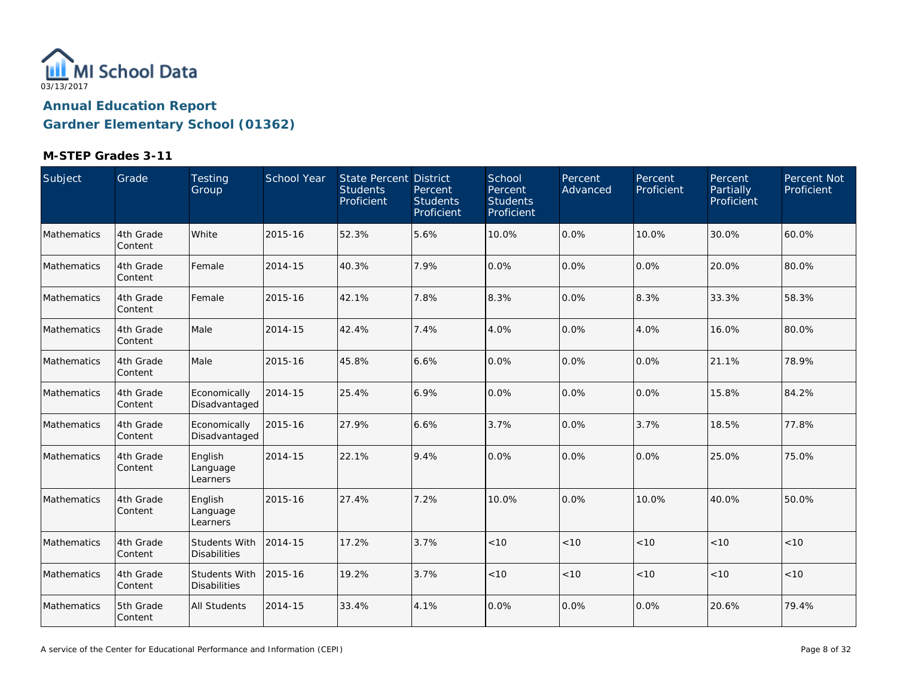MI School Data

03/13/2017

## Annual Education Report

## Gardner Elementary School (01362)

### M-STEP Grades 3-11

| Subject | Grade | Testing Group | School Year | State Percent Students Proficient | District Percent Students Proficient | School Percent Students Proficient | Percent Advanced | Percent Proficient | Percent Partially Proficient | Percent Not Proficient |
|---|---|---|---|---|---|---|---|---|---|---|
| Mathematics | 4th Grade Content | White | 2015-16 | 52.3% | 5.6% | 10.0% | 0.0% | 10.0% | 30.0% | 60.0% |
| Mathematics | 4th Grade Content | Female | 2014-15 | 40.3% | 7.9% | 0.0% | 0.0% | 0.0% | 20.0% | 80.0% |
| Mathematics | 4th Grade Content | Female | 2015-16 | 42.1% | 7.8% | 8.3% | 0.0% | 8.3% | 33.3% | 58.3% |
| Mathematics | 4th Grade Content | Male | 2014-15 | 42.4% | 7.4% | 4.0% | 0.0% | 4.0% | 16.0% | 80.0% |
| Mathematics | 4th Grade Content | Male | 2015-16 | 45.8% | 6.6% | 0.0% | 0.0% | 0.0% | 21.1% | 78.9% |
| Mathematics | 4th Grade Content | Economically Disadvantaged | 2014-15 | 25.4% | 6.9% | 0.0% | 0.0% | 0.0% | 15.8% | 84.2% |
| Mathematics | 4th Grade Content | Economically Disadvantaged | 2015-16 | 27.9% | 6.6% | 3.7% | 0.0% | 3.7% | 18.5% | 77.8% |
| Mathematics | 4th Grade Content | English Language Learners | 2014-15 | 22.1% | 9.4% | 0.0% | 0.0% | 0.0% | 25.0% | 75.0% |
| Mathematics | 4th Grade Content | English Language Learners | 2015-16 | 27.4% | 7.2% | 10.0% | 0.0% | 10.0% | 40.0% | 50.0% |
| Mathematics | 4th Grade Content | Students With Disabilities | 2014-15 | 17.2% | 3.7% | <10 | <10 | <10 | <10 | <10 |
| Mathematics | 4th Grade Content | Students With Disabilities | 2015-16 | 19.2% | 3.7% | <10 | <10 | <10 | <10 | <10 |
| Mathematics | 5th Grade Content | All Students | 2014-15 | 33.4% | 4.1% | 0.0% | 0.0% | 0.0% | 20.6% | 79.4% |

A service of the Center for Educational Performance and Information (CEPI)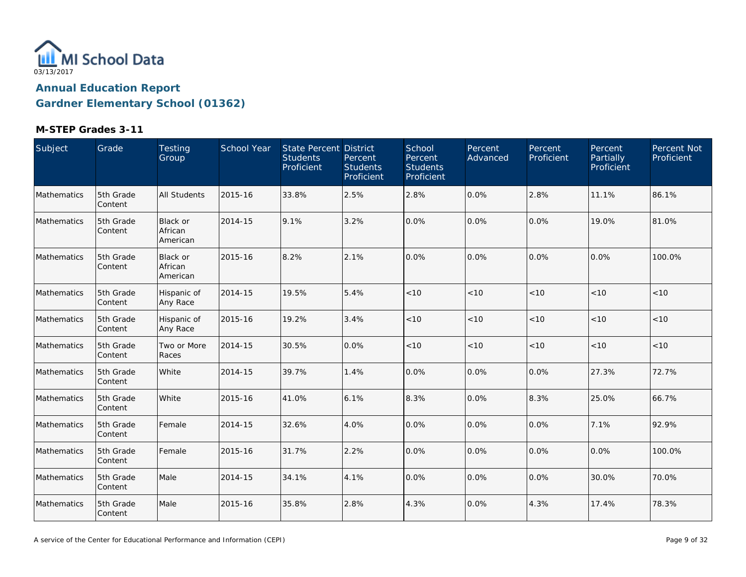# Annual Education Report

## Gardner Elementary School (01362)

### M-STEP Grades 3-11

| Subject | Grade | Testing Group | School Year | State Percent Students Proficient | District Percent Students Proficient | School Percent Students Proficient | Percent Advanced | Percent Proficient | Percent Partially Proficient | Percent Not Proficient |
|---|---|---|---|---|---|---|---|---|---|---|
| Mathematics | 5th Grade Content | All Students | 2015-16 | 33.8% | 2.5% | 2.8% | 0.0% | 2.8% | 11.1% | 86.1% |
| Mathematics | 5th Grade Content | Black or African American | 2014-15 | 9.1% | 3.2% | 0.0% | 0.0% | 0.0% | 19.0% | 81.0% |
| Mathematics | 5th Grade Content | Black or African American | 2015-16 | 8.2% | 2.1% | 0.0% | 0.0% | 0.0% | 0.0% | 100.0% |
| Mathematics | 5th Grade Content | Hispanic of Any Race | 2014-15 | 19.5% | 5.4% | <10 | <10 | <10 | <10 | <10 |
| Mathematics | 5th Grade Content | Hispanic of Any Race | 2015-16 | 19.2% | 3.4% | <10 | <10 | <10 | <10 | <10 |
| Mathematics | 5th Grade Content | Two or More Races | 2014-15 | 30.5% | 0.0% | <10 | <10 | <10 | <10 | <10 |
| Mathematics | 5th Grade Content | White | 2014-15 | 39.7% | 1.4% | 0.0% | 0.0% | 0.0% | 27.3% | 72.7% |
| Mathematics | 5th Grade Content | White | 2015-16 | 41.0% | 6.1% | 8.3% | 0.0% | 8.3% | 25.0% | 66.7% |
| Mathematics | 5th Grade Content | Female | 2014-15 | 32.6% | 4.0% | 0.0% | 0.0% | 0.0% | 7.1% | 92.9% |
| Mathematics | 5th Grade Content | Female | 2015-16 | 31.7% | 2.2% | 0.0% | 0.0% | 0.0% | 0.0% | 100.0% |
| Mathematics | 5th Grade Content | Male | 2014-15 | 34.1% | 4.1% | 0.0% | 0.0% | 0.0% | 30.0% | 70.0% |
| Mathematics | 5th Grade Content | Male | 2015-16 | 35.8% | 2.8% | 4.3% | 0.0% | 4.3% | 17.4% | 78.3% |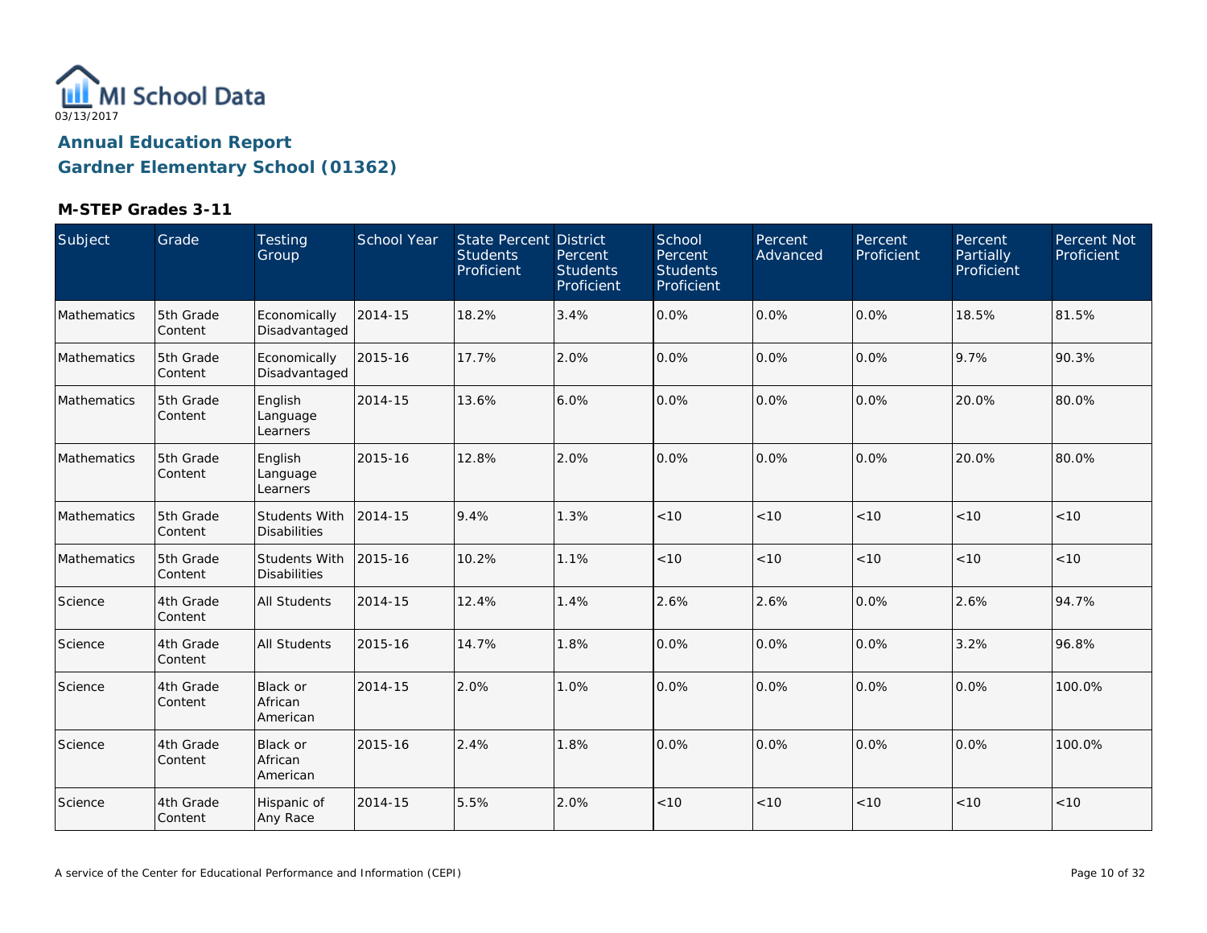MI School Data

03/13/2017

## Annual Education Report
## Gardner Elementary School (01362)

### M-STEP Grades 3-11

| Subject | Grade | Testing Group | School Year | State Percent Students Proficient | District Percent Students Proficient | School Percent Students Proficient | Percent Advanced | Percent Proficient | Percent Partially Proficient | Percent Not Proficient |
|---|---|---|---|---|---|---|---|---|---|---|
| Mathematics | 5th Grade Content | Economically Disadvantaged | 2014-15 | 18.2% | 3.4% | 0.0% | 0.0% | 0.0% | 18.5% | 81.5% |
| Mathematics | 5th Grade Content | Economically Disadvantaged | 2015-16 | 17.7% | 2.0% | 0.0% | 0.0% | 0.0% | 9.7% | 90.3% |
| Mathematics | 5th Grade Content | English Language Learners | 2014-15 | 13.6% | 6.0% | 0.0% | 0.0% | 0.0% | 20.0% | 80.0% |
| Mathematics | 5th Grade Content | English Language Learners | 2015-16 | 12.8% | 2.0% | 0.0% | 0.0% | 0.0% | 20.0% | 80.0% |
| Mathematics | 5th Grade Content | Students With Disabilities | 2014-15 | 9.4% | 1.3% | <10 | <10 | <10 | <10 | <10 |
| Mathematics | 5th Grade Content | Students With Disabilities | 2015-16 | 10.2% | 1.1% | <10 | <10 | <10 | <10 | <10 |
| Science | 4th Grade Content | All Students | 2014-15 | 12.4% | 1.4% | 2.6% | 2.6% | 0.0% | 2.6% | 94.7% |
| Science | 4th Grade Content | All Students | 2015-16 | 14.7% | 1.8% | 0.0% | 0.0% | 0.0% | 3.2% | 96.8% |
| Science | 4th Grade Content | Black or African American | 2014-15 | 2.0% | 1.0% | 0.0% | 0.0% | 0.0% | 0.0% | 100.0% |
| Science | 4th Grade Content | Black or African American | 2015-16 | 2.4% | 1.8% | 0.0% | 0.0% | 0.0% | 0.0% | 100.0% |
| Science | 4th Grade Content | Hispanic of Any Race | 2014-15 | 5.5% | 2.0% | <10 | <10 | <10 | <10 | <10 |

A service of the Center for Educational Performance and Information (CEPI)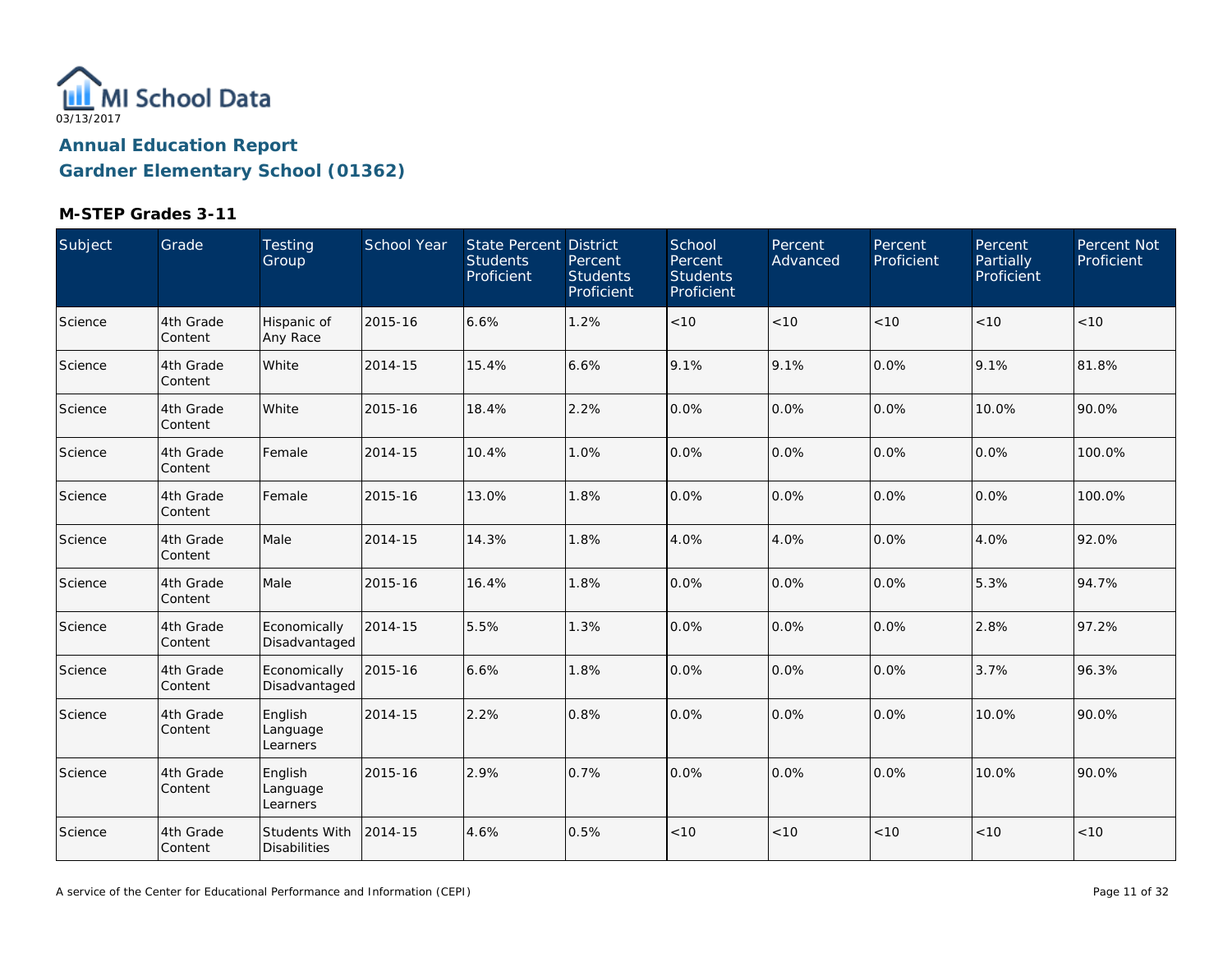# Annual Education Report

## Gardner Elementary School (01362)

### M-STEP Grades 3-11

| Subject | Grade | Testing Group | School Year | State Percent Students Proficient | District Percent Students Proficient | School Percent Students Proficient | Percent Advanced | Percent Proficient | Percent Partially Proficient | Percent Not Proficient |
|---|---|---|---|---|---|---|---|---|---|---|
| Science | 4th Grade Content | Hispanic of Any Race | 2015-16 | 6.6% | 1.2% | <10 | <10 | <10 | <10 | <10 |
| Science | 4th Grade Content | White | 2014-15 | 15.4% | 6.6% | 9.1% | 9.1% | 0.0% | 9.1% | 81.8% |
| Science | 4th Grade Content | White | 2015-16 | 18.4% | 2.2% | 0.0% | 0.0% | 0.0% | 10.0% | 90.0% |
| Science | 4th Grade Content | Female | 2014-15 | 10.4% | 1.0% | 0.0% | 0.0% | 0.0% | 0.0% | 100.0% |
| Science | 4th Grade Content | Female | 2015-16 | 13.0% | 1.8% | 0.0% | 0.0% | 0.0% | 0.0% | 100.0% |
| Science | 4th Grade Content | Male | 2014-15 | 14.3% | 1.8% | 4.0% | 4.0% | 0.0% | 4.0% | 92.0% |
| Science | 4th Grade Content | Male | 2015-16 | 16.4% | 1.8% | 0.0% | 0.0% | 0.0% | 5.3% | 94.7% |
| Science | 4th Grade Content | Economically Disadvantaged | 2014-15 | 5.5% | 1.3% | 0.0% | 0.0% | 0.0% | 2.8% | 97.2% |
| Science | 4th Grade Content | Economically Disadvantaged | 2015-16 | 6.6% | 1.8% | 0.0% | 0.0% | 0.0% | 3.7% | 96.3% |
| Science | 4th Grade Content | English Language Learners | 2014-15 | 2.2% | 0.8% | 0.0% | 0.0% | 0.0% | 10.0% | 90.0% |
| Science | 4th Grade Content | English Language Learners | 2015-16 | 2.9% | 0.7% | 0.0% | 0.0% | 0.0% | 10.0% | 90.0% |
| Science | 4th Grade Content | Students With Disabilities | 2014-15 | 4.6% | 0.5% | <10 | <10 | <10 | <10 | <10 |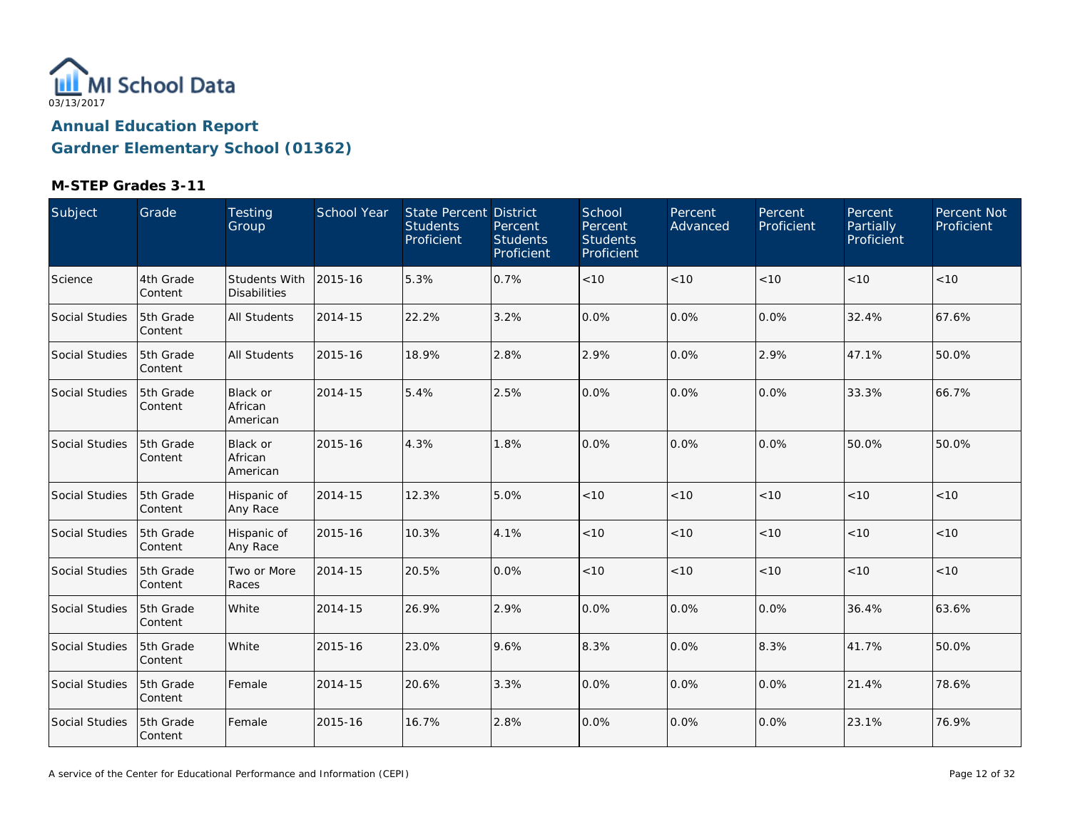# Annual Education Report

## Gardner Elementary School (01362)

### M-STEP Grades 3-11

| Subject | Grade | Testing Group | School Year | State Percent Students Proficient | District Percent Students Proficient | School Percent Students Proficient | Percent Advanced | Percent Proficient | Percent Partially Proficient | Percent Not Proficient |
|---|---|---|---|---|---|---|---|---|---|---|
| Science | 4th Grade Content | Students With Disabilities | 2015-16 | 5.3% | 0.7% | <10 | <10 | <10 | <10 | <10 |
| Social Studies | 5th Grade Content | All Students | 2014-15 | 22.2% | 3.2% | 0.0% | 0.0% | 0.0% | 32.4% | 67.6% |
| Social Studies | 5th Grade Content | All Students | 2015-16 | 18.9% | 2.8% | 2.9% | 0.0% | 2.9% | 47.1% | 50.0% |
| Social Studies | 5th Grade Content | Black or African American | 2014-15 | 5.4% | 2.5% | 0.0% | 0.0% | 0.0% | 33.3% | 66.7% |
| Social Studies | 5th Grade Content | Black or African American | 2015-16 | 4.3% | 1.8% | 0.0% | 0.0% | 0.0% | 50.0% | 50.0% |
| Social Studies | 5th Grade Content | Hispanic of Any Race | 2014-15 | 12.3% | 5.0% | <10 | <10 | <10 | <10 | <10 |
| Social Studies | 5th Grade Content | Hispanic of Any Race | 2015-16 | 10.3% | 4.1% | <10 | <10 | <10 | <10 | <10 |
| Social Studies | 5th Grade Content | Two or More Races | 2014-15 | 20.5% | 0.0% | <10 | <10 | <10 | <10 | <10 |
| Social Studies | 5th Grade Content | White | 2014-15 | 26.9% | 2.9% | 0.0% | 0.0% | 0.0% | 36.4% | 63.6% |
| Social Studies | 5th Grade Content | White | 2015-16 | 23.0% | 9.6% | 8.3% | 0.0% | 8.3% | 41.7% | 50.0% |
| Social Studies | 5th Grade Content | Female | 2014-15 | 20.6% | 3.3% | 0.0% | 0.0% | 0.0% | 21.4% | 78.6% |
| Social Studies | 5th Grade Content | Female | 2015-16 | 16.7% | 2.8% | 0.0% | 0.0% | 0.0% | 23.1% | 76.9% |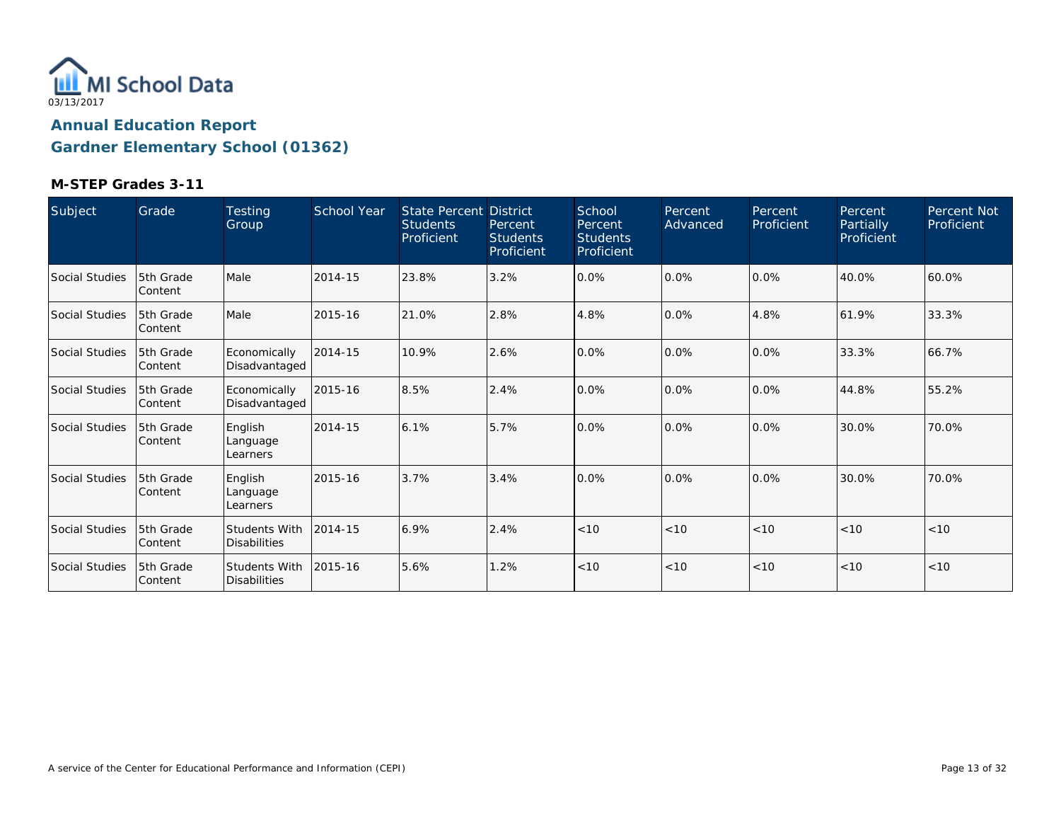MI School Data

03/13/2017

## Annual Education Report

## Gardner Elementary School (01362)

### M-STEP Grades 3-11

| Subject | Grade | Testing Group | School Year | State Percent Students Proficient | District Percent Students Proficient | School Percent Students Proficient | Percent Advanced | Percent Proficient | Percent Partially Proficient | Percent Not Proficient |
|---|---|---|---|---|---|---|---|---|---|---|
| Social Studies | 5th Grade Content | Male | 2014-15 | 23.8% | 3.2% | 0.0% | 0.0% | 0.0% | 40.0% | 60.0% |
| Social Studies | 5th Grade Content | Male | 2015-16 | 21.0% | 2.8% | 4.8% | 0.0% | 4.8% | 61.9% | 33.3% |
| Social Studies | 5th Grade Content | Economically Disadvantaged | 2014-15 | 10.9% | 2.6% | 0.0% | 0.0% | 0.0% | 33.3% | 66.7% |
| Social Studies | 5th Grade Content | Economically Disadvantaged | 2015-16 | 8.5% | 2.4% | 0.0% | 0.0% | 0.0% | 44.8% | 55.2% |
| Social Studies | 5th Grade Content | English Language Learners | 2014-15 | 6.1% | 5.7% | 0.0% | 0.0% | 0.0% | 30.0% | 70.0% |
| Social Studies | 5th Grade Content | English Language Learners | 2015-16 | 3.7% | 3.4% | 0.0% | 0.0% | 0.0% | 30.0% | 70.0% |
| Social Studies | 5th Grade Content | Students With Disabilities | 2014-15 | 6.9% | 2.4% | <10 | <10 | <10 | <10 | <10 |
| Social Studies | 5th Grade Content | Students With Disabilities | 2015-16 | 5.6% | 1.2% | <10 | <10 | <10 | <10 | <10 |

A service of the Center for Educational Performance and Information (CEPI)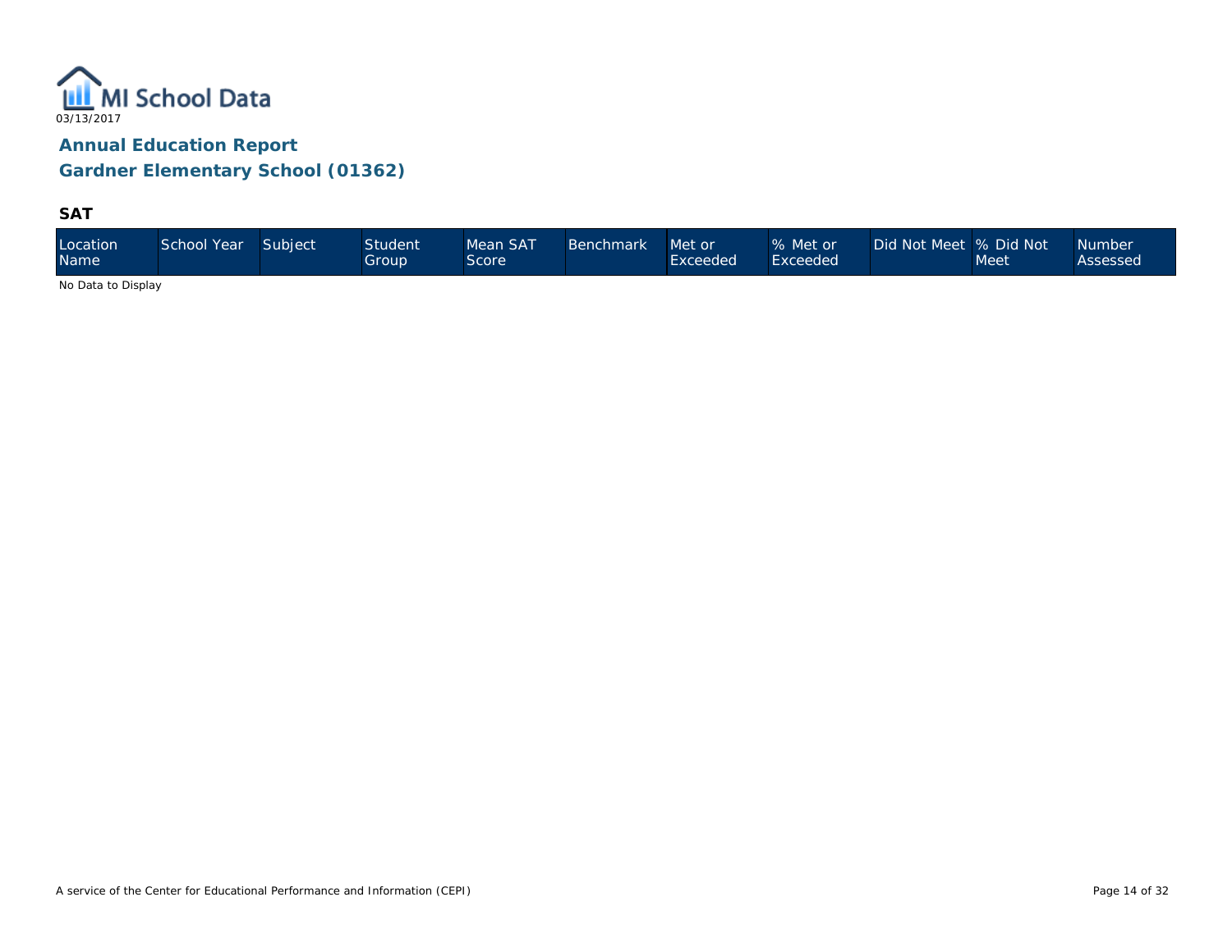# Annual Education Report

## Gardner Elementary School (01362)

### SAT

| Location Name | School Year | Subject | Student Group | Mean SAT Score | Benchmark | Met or Exceeded | % Met or Exceeded | Did Not Meet | % Did Not Meet | Number Assessed |
|---|---|---|---|---|---|---|---|---|---|---|

No Data to Display

A service of the Center for Educational Performance and Information (CEPI)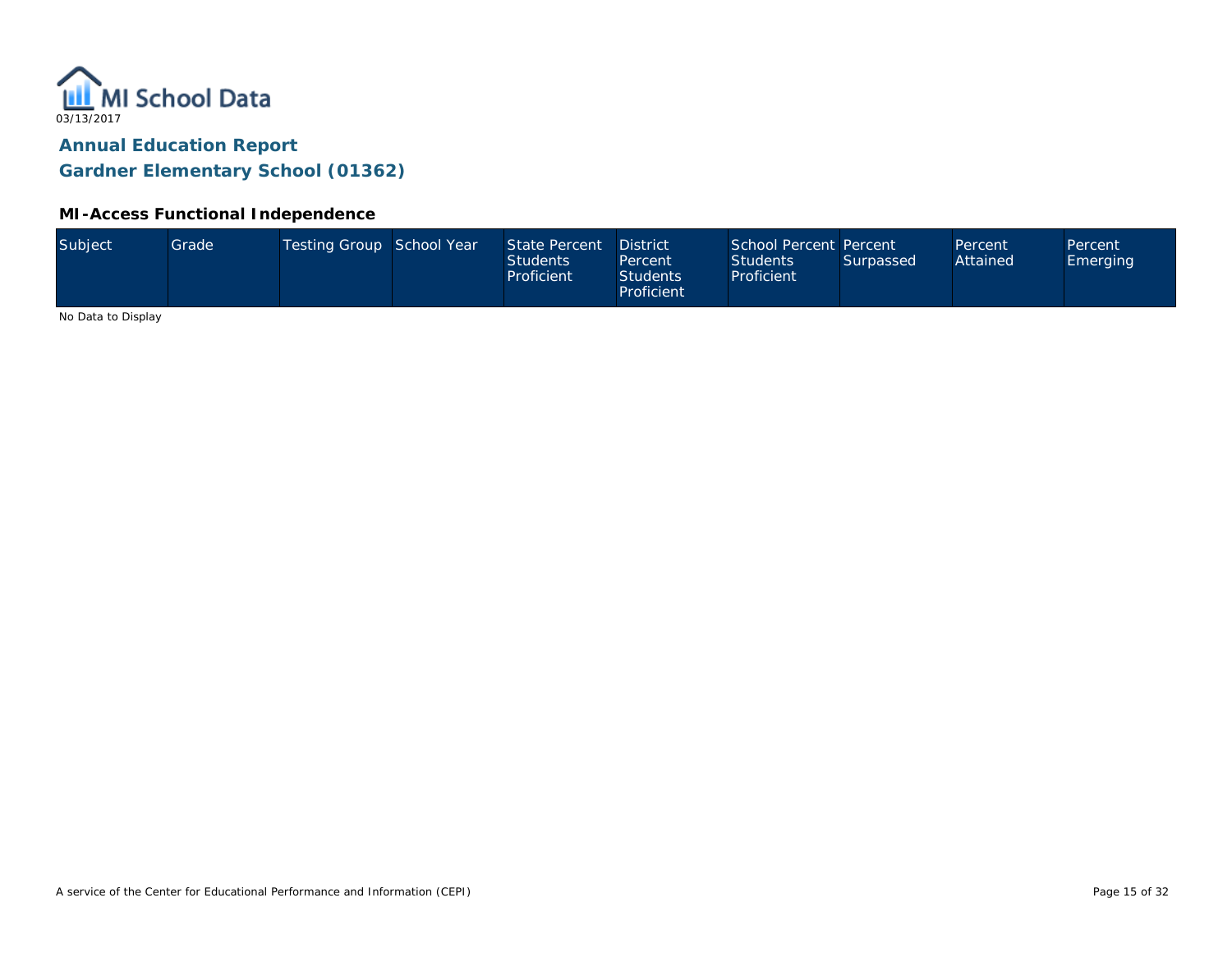MI School Data

03/13/2017

## Annual Education Report

## Gardner Elementary School (01362)

### MI-Access Functional Independence

| Subject | Grade | Testing Group | School Year | State Percent Students Proficient | District Percent Students Proficient | School Percent Students Proficient | Percent Surpassed | Percent Attained | Percent Emerging |
|---|---|---|---|---|---|---|---|---|---|

No Data to Display

A service of the Center for Educational Performance and Information (CEPI)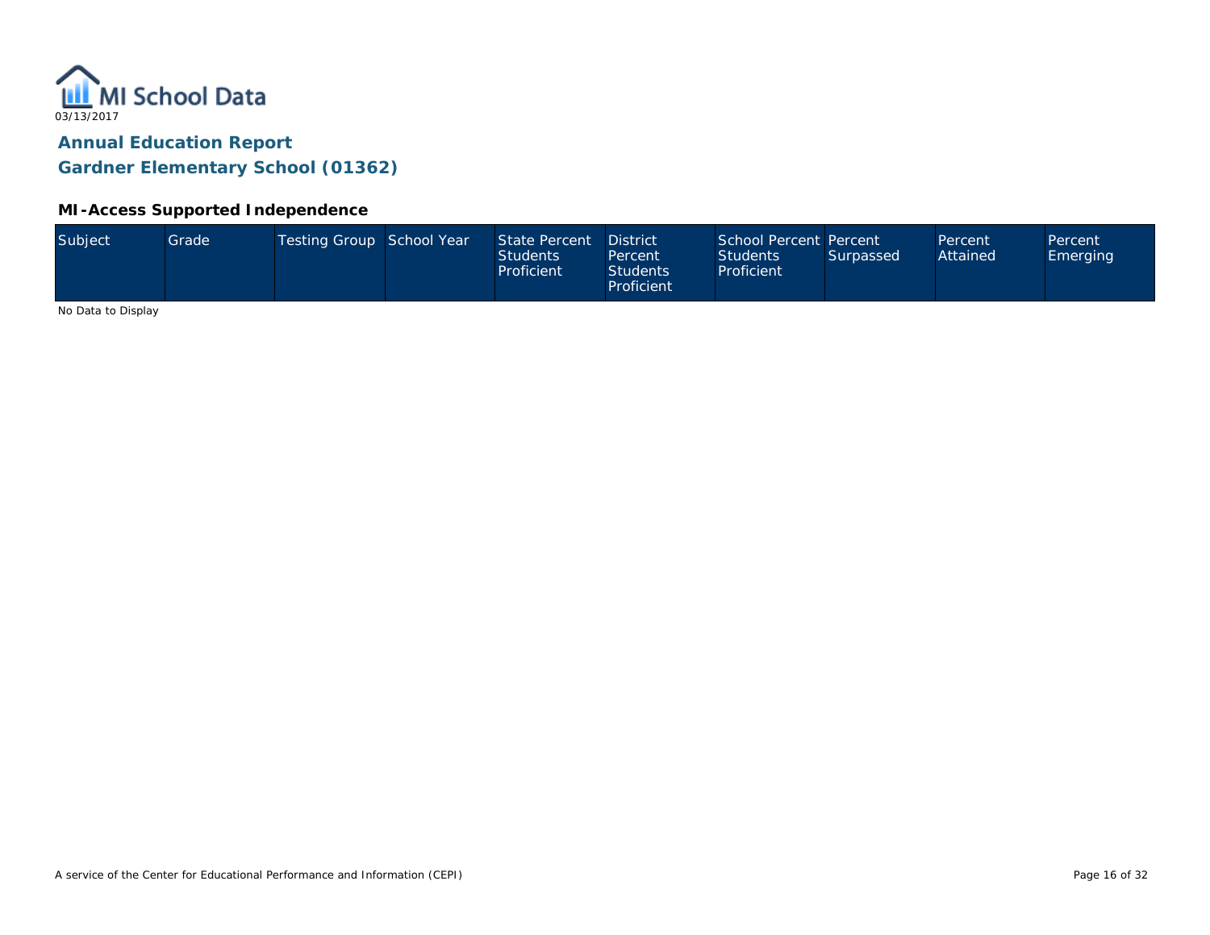MI School Data

03/13/2017

# Annual Education Report

## Gardner Elementary School (01362)

### MI-Access Supported Independence

| Subject | Grade | Testing Group | School Year | State Percent Students Proficient | District Percent Students Proficient | School Percent Students Proficient | Percent Surpassed | Percent Attained | Percent Emerging |
|---|---|---|---|---|---|---|---|---|---|

No Data to Display

A service of the Center for Educational Performance and Information (CEPI)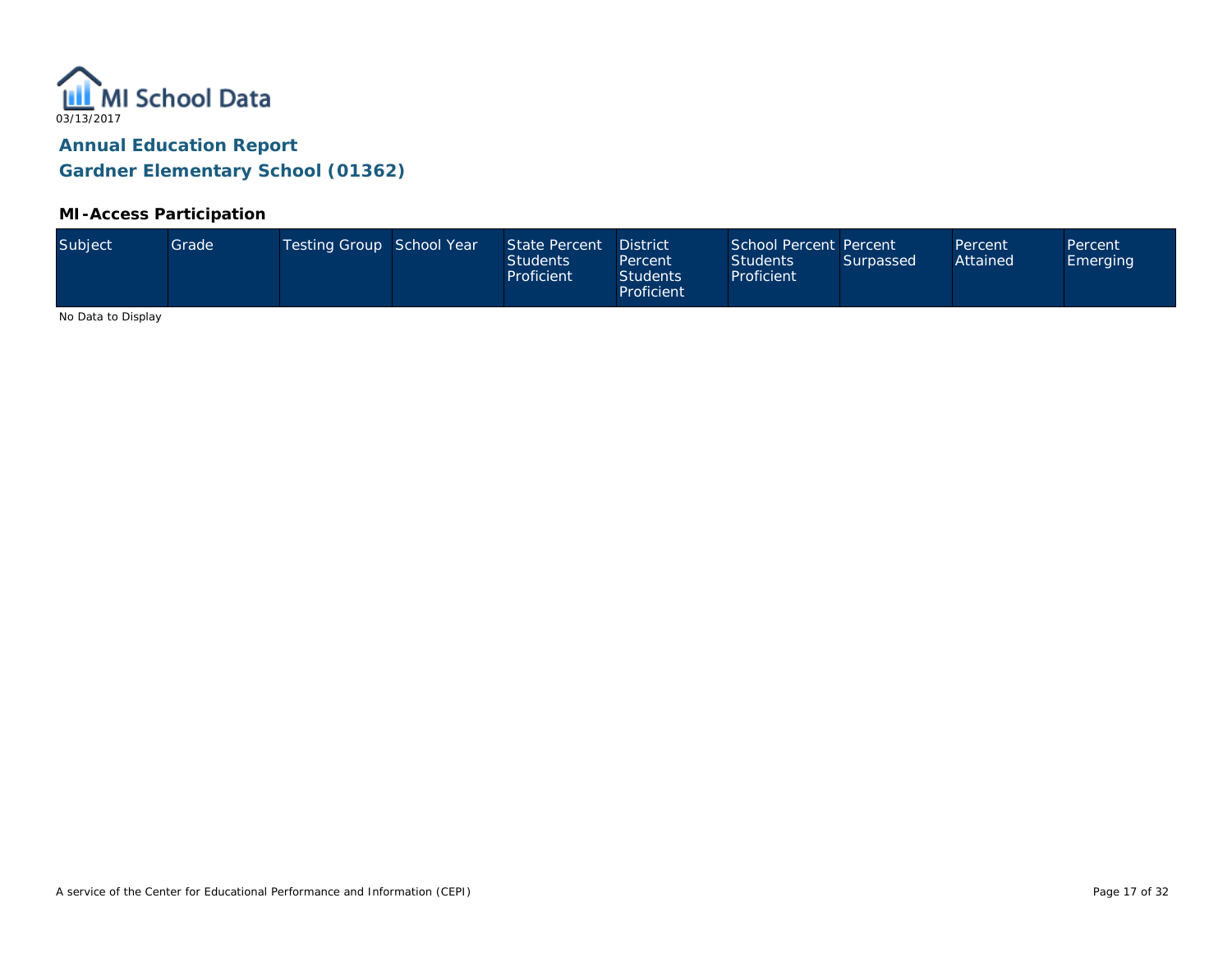MI School Data
03/13/2017

## Annual Education Report
## Gardner Elementary School (01362)

### MI-Access Participation

| Subject | Grade | Testing Group | School Year | State Percent Students Proficient | District Percent Students Proficient | School Percent Students Proficient | Percent Surpassed | Percent Attained | Percent Emerging |
|---|---|---|---|---|---|---|---|---|---|

No Data to Display

A service of the Center for Educational Performance and Information (CEPI)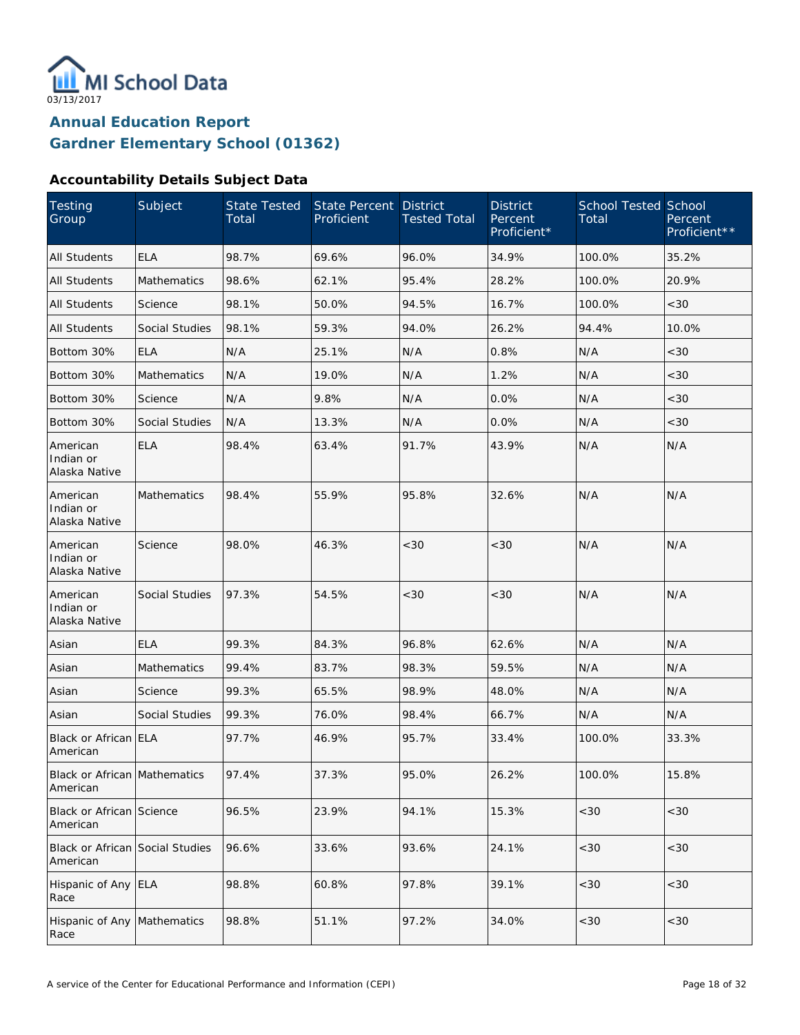MI School Data

03/13/2017

# Annual Education Report
## Gardner Elementary School (01362)

### Accountability Details Subject Data

| Testing Group | Subject | State Tested Total | State Percent Proficient | District Tested Total | District Percent Proficient* | School Tested Total | School Percent Proficient** |
|---|---|---|---|---|---|---|---|
| All Students | ELA | 98.7% | 69.6% | 96.0% | 34.9% | 100.0% | 35.2% |
| All Students | Mathematics | 98.6% | 62.1% | 95.4% | 28.2% | 100.0% | 20.9% |
| All Students | Science | 98.1% | 50.0% | 94.5% | 16.7% | 100.0% | <30 |
| All Students | Social Studies | 98.1% | 59.3% | 94.0% | 26.2% | 94.4% | 10.0% |
| Bottom 30% | ELA | N/A | 25.1% | N/A | 0.8% | N/A | <30 |
| Bottom 30% | Mathematics | N/A | 19.0% | N/A | 1.2% | N/A | <30 |
| Bottom 30% | Science | N/A | 9.8% | N/A | 0.0% | N/A | <30 |
| Bottom 30% | Social Studies | N/A | 13.3% | N/A | 0.0% | N/A | <30 |
| American Indian or Alaska Native | ELA | 98.4% | 63.4% | 91.7% | 43.9% | N/A | N/A |
| American Indian or Alaska Native | Mathematics | 98.4% | 55.9% | 95.8% | 32.6% | N/A | N/A |
| American Indian or Alaska Native | Science | 98.0% | 46.3% | <30 | <30 | N/A | N/A |
| American Indian or Alaska Native | Social Studies | 97.3% | 54.5% | <30 | <30 | N/A | N/A |
| Asian | ELA | 99.3% | 84.3% | 96.8% | 62.6% | N/A | N/A |
| Asian | Mathematics | 99.4% | 83.7% | 98.3% | 59.5% | N/A | N/A |
| Asian | Science | 99.3% | 65.5% | 98.9% | 48.0% | N/A | N/A |
| Asian | Social Studies | 99.3% | 76.0% | 98.4% | 66.7% | N/A | N/A |
| Black or African American | ELA | 97.7% | 46.9% | 95.7% | 33.4% | 100.0% | 33.3% |
| Black or African American | Mathematics | 97.4% | 37.3% | 95.0% | 26.2% | 100.0% | 15.8% |
| Black or African American | Science | 96.5% | 23.9% | 94.1% | 15.3% | <30 | <30 |
| Black or African American | Social Studies | 96.6% | 33.6% | 93.6% | 24.1% | <30 | <30 |
| Hispanic of Any Race | ELA | 98.8% | 60.8% | 97.8% | 39.1% | <30 | <30 |
| Hispanic of Any Race | Mathematics | 98.8% | 51.1% | 97.2% | 34.0% | <30 | <30 |

A service of the Center for Educational Performance and Information (CEPI)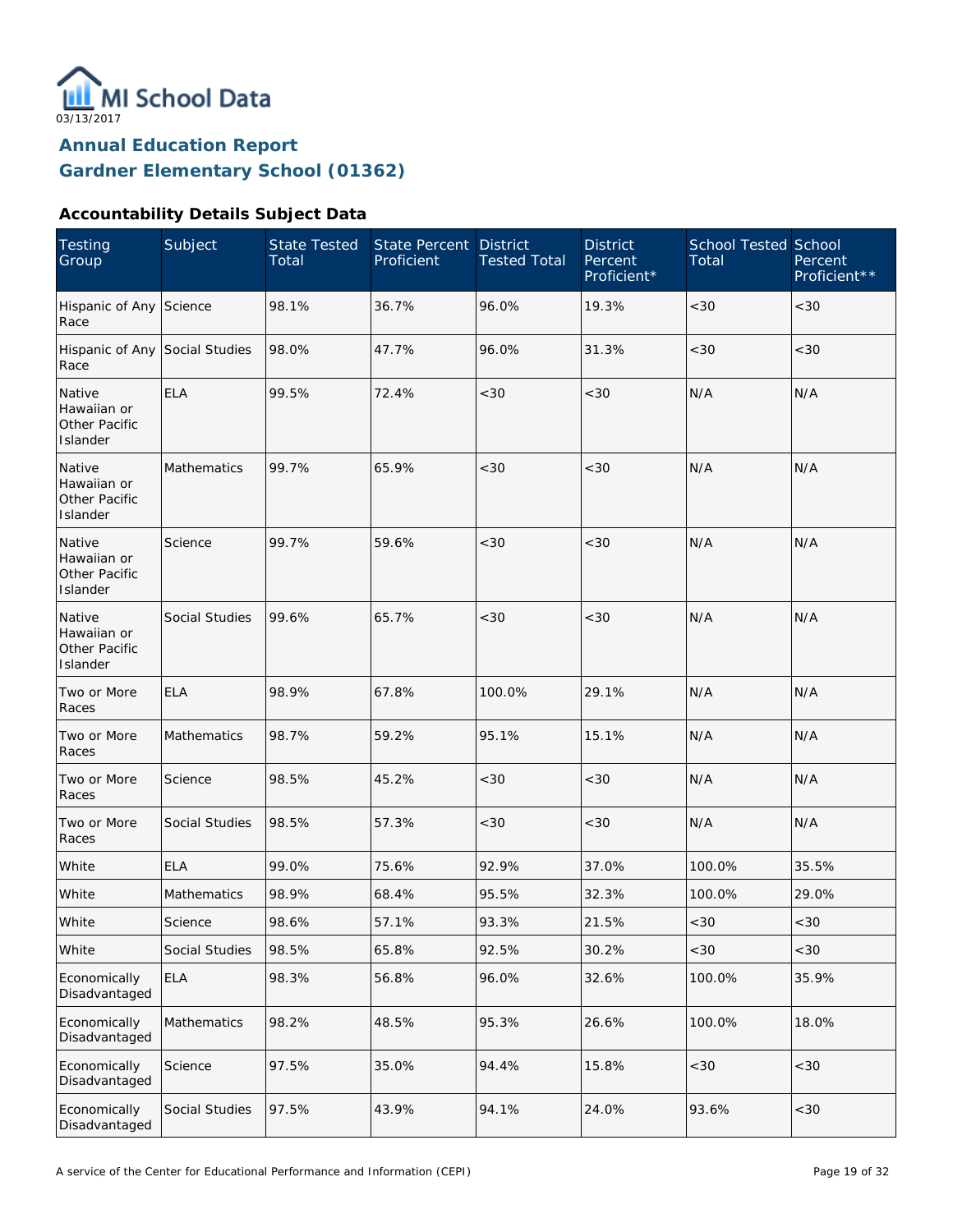MI School Data

03/13/2017

## Annual Education Report
## Gardner Elementary School (01362)

### Accountability Details Subject Data

| Testing Group | Subject | State Tested Total | State Percent Proficient | District Tested Total | District Percent Proficient* | School Tested Total | School Percent Proficient** |
|---|---|---|---|---|---|---|---|
| Hispanic of Any Race | Science | 98.1% | 36.7% | 96.0% | 19.3% | <30 | <30 |
| Hispanic of Any Race | Social Studies | 98.0% | 47.7% | 96.0% | 31.3% | <30 | <30 |
| Native Hawaiian or Other Pacific Islander | ELA | 99.5% | 72.4% | <30 | <30 | N/A | N/A |
| Native Hawaiian or Other Pacific Islander | Mathematics | 99.7% | 65.9% | <30 | <30 | N/A | N/A |
| Native Hawaiian or Other Pacific Islander | Science | 99.7% | 59.6% | <30 | <30 | N/A | N/A |
| Native Hawaiian or Other Pacific Islander | Social Studies | 99.6% | 65.7% | <30 | <30 | N/A | N/A |
| Two or More Races | ELA | 98.9% | 67.8% | 100.0% | 29.1% | N/A | N/A |
| Two or More Races | Mathematics | 98.7% | 59.2% | 95.1% | 15.1% | N/A | N/A |
| Two or More Races | Science | 98.5% | 45.2% | <30 | <30 | N/A | N/A |
| Two or More Races | Social Studies | 98.5% | 57.3% | <30 | <30 | N/A | N/A |
| White | ELA | 99.0% | 75.6% | 92.9% | 37.0% | 100.0% | 35.5% |
| White | Mathematics | 98.9% | 68.4% | 95.5% | 32.3% | 100.0% | 29.0% |
| White | Science | 98.6% | 57.1% | 93.3% | 21.5% | <30 | <30 |
| White | Social Studies | 98.5% | 65.8% | 92.5% | 30.2% | <30 | <30 |
| Economically Disadvantaged | ELA | 98.3% | 56.8% | 96.0% | 32.6% | 100.0% | 35.9% |
| Economically Disadvantaged | Mathematics | 98.2% | 48.5% | 95.3% | 26.6% | 100.0% | 18.0% |
| Economically Disadvantaged | Science | 97.5% | 35.0% | 94.4% | 15.8% | <30 | <30 |
| Economically Disadvantaged | Social Studies | 97.5% | 43.9% | 94.1% | 24.0% | 93.6% | <30 |

A service of the Center for Educational Performance and Information (CEPI)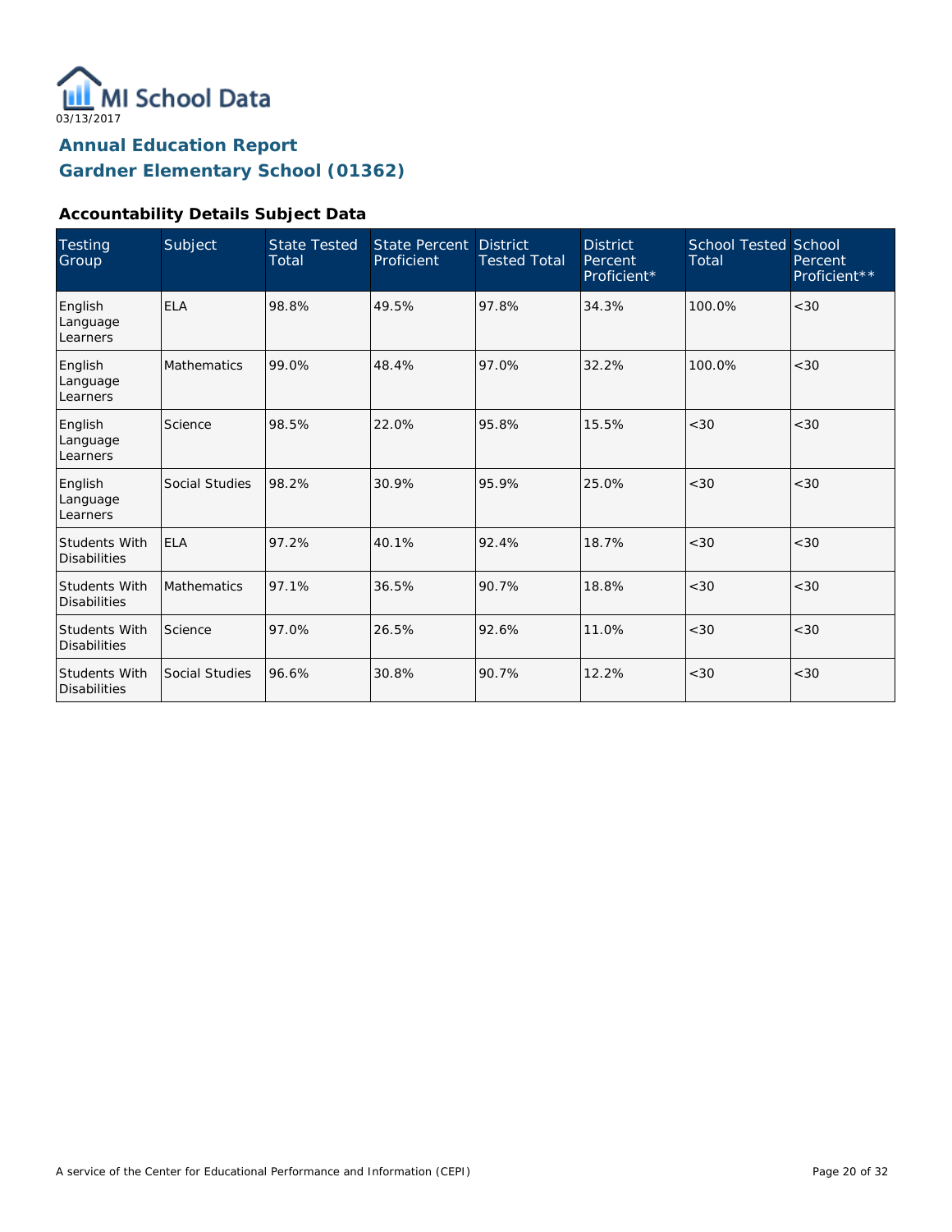MI School Data

03/13/2017

## Annual Education Report
## Gardner Elementary School (01362)

### Accountability Details Subject Data

| Testing Group | Subject | State Tested Total | State Percent Proficient | District Tested Total | District Percent Proficient* | School Tested Total | School Percent Proficient** |
|---|---|---|---|---|---|---|---|
| English Language Learners | ELA | 98.8% | 49.5% | 97.8% | 34.3% | 100.0% | <30 |
| English Language Learners | Mathematics | 99.0% | 48.4% | 97.0% | 32.2% | 100.0% | <30 |
| English Language Learners | Science | 98.5% | 22.0% | 95.8% | 15.5% | <30 | <30 |
| English Language Learners | Social Studies | 98.2% | 30.9% | 95.9% | 25.0% | <30 | <30 |
| Students With Disabilities | ELA | 97.2% | 40.1% | 92.4% | 18.7% | <30 | <30 |
| Students With Disabilities | Mathematics | 97.1% | 36.5% | 90.7% | 18.8% | <30 | <30 |
| Students With Disabilities | Science | 97.0% | 26.5% | 92.6% | 11.0% | <30 | <30 |
| Students With Disabilities | Social Studies | 96.6% | 30.8% | 90.7% | 12.2% | <30 | <30 |

A service of the Center for Educational Performance and Information (CEPI)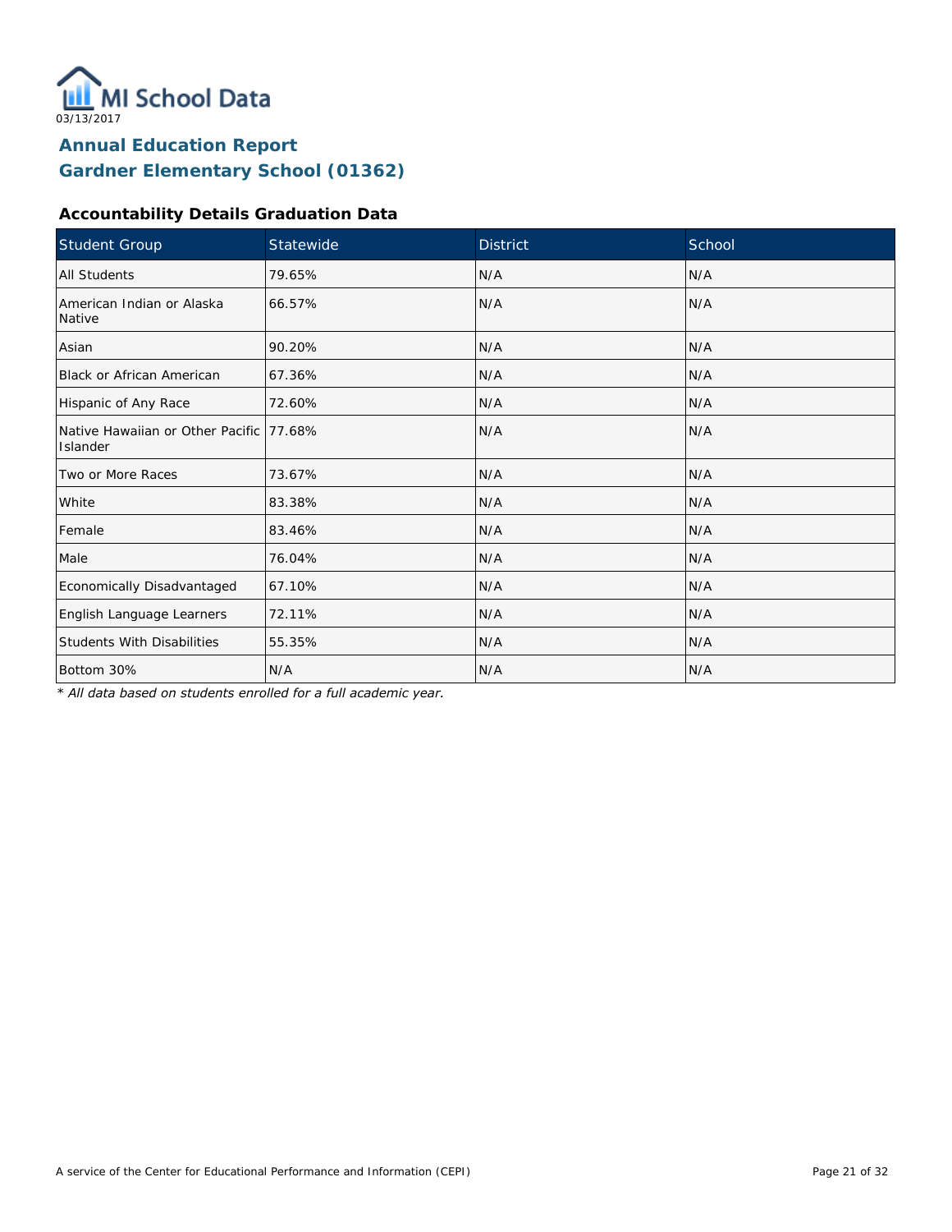# Annual Education Report

## Gardner Elementary School (01362)

### Accountability Details Graduation Data

| Student Group | Statewide | District | School |
|---|---|---|---|
| All Students | 79.65% | N/A | N/A |
| American Indian or Alaska Native | 66.57% | N/A | N/A |
| Asian | 90.20% | N/A | N/A |
| Black or African American | 67.36% | N/A | N/A |
| Hispanic of Any Race | 72.60% | N/A | N/A |
| Native Hawaiian or Other Pacific Islander | 77.68% | N/A | N/A |
| Two or More Races | 73.67% | N/A | N/A |
| White | 83.38% | N/A | N/A |
| Female | 83.46% | N/A | N/A |
| Male | 76.04% | N/A | N/A |
| Economically Disadvantaged | 67.10% | N/A | N/A |
| English Language Learners | 72.11% | N/A | N/A |
| Students With Disabilities | 55.35% | N/A | N/A |
| Bottom 30% | N/A | N/A | N/A |

*\* All data based on students enrolled for a full academic year.*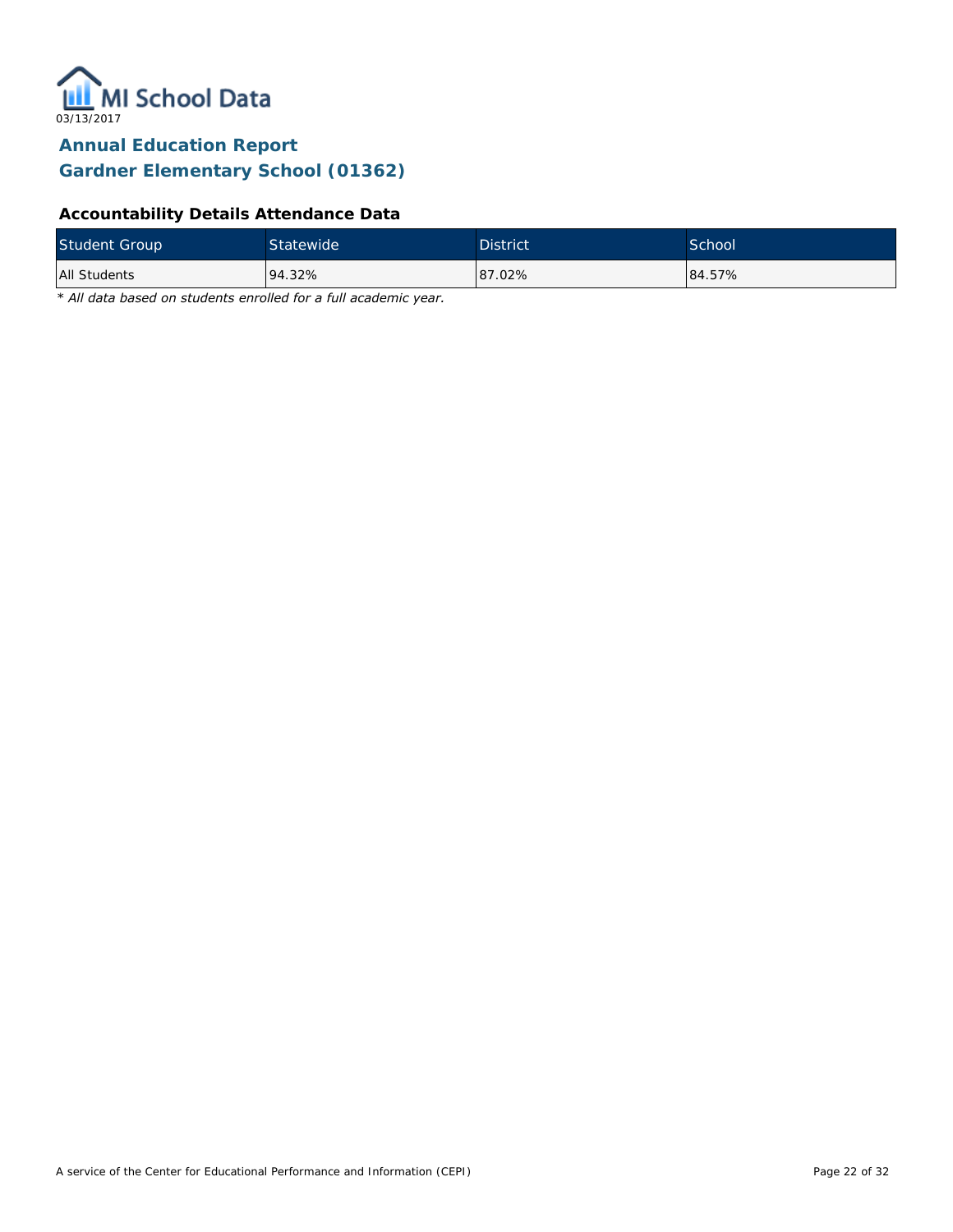# Annual Education Report
## Gardner Elementary School (01362)

### Accountability Details Attendance Data

| Student Group | Statewide | District | School |
|---|---|---|---|
| All Students | 94.32% | 87.02% | 84.57% |

*\* All data based on students enrolled for a full academic year.*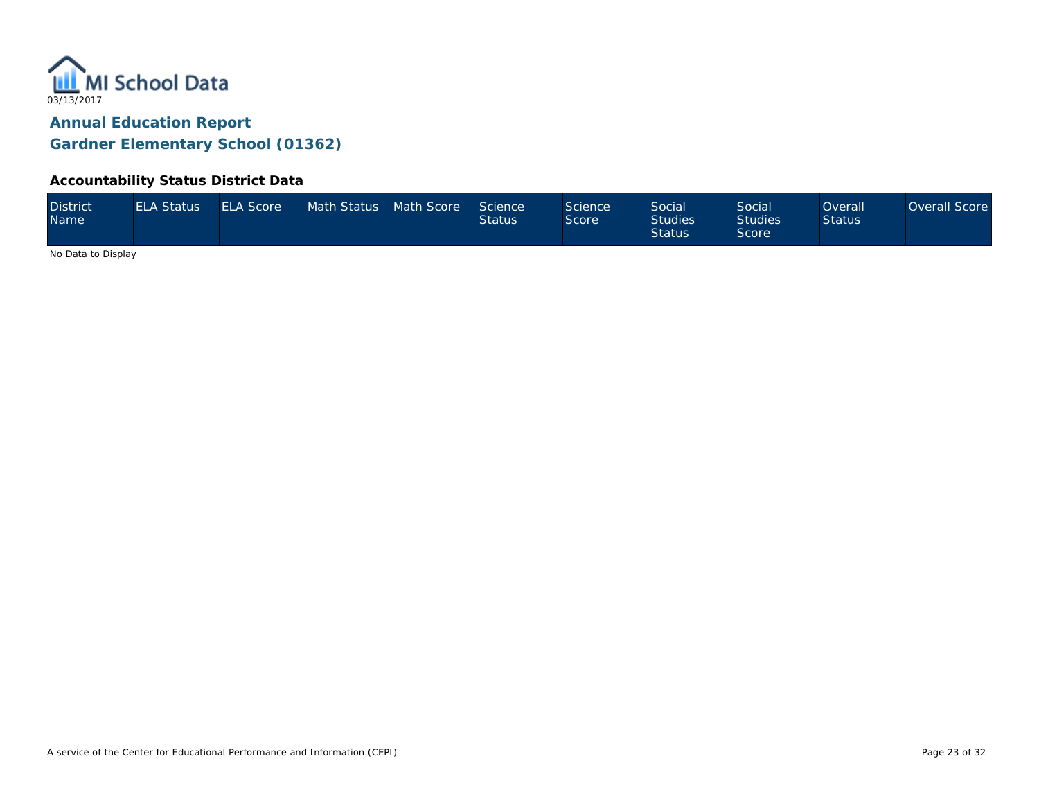MI School Data

03/13/2017

## Annual Education Report

## Gardner Elementary School (01362)

### Accountability Status District Data

| District Name | ELA Status | ELA Score | Math Status | Math Score | Science Status | Science Score | Social Studies Status | Social Studies Score | Overall Status | Overall Score |
|---|---|---|---|---|---|---|---|---|---|---|

No Data to Display

A service of the Center for Educational Performance and Information (CEPI)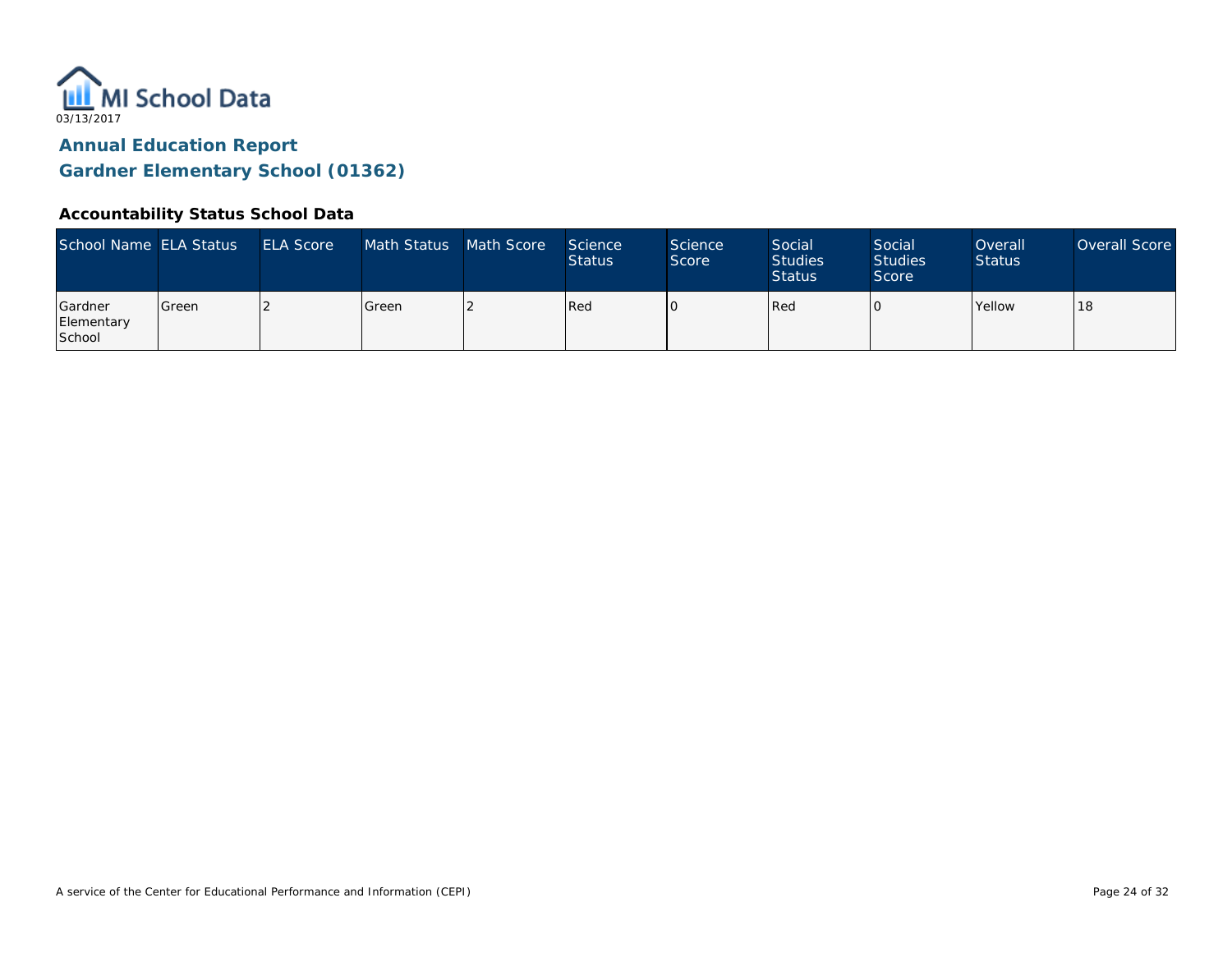MI School Data
03/13/2017

# Annual Education Report
## Gardner Elementary School (01362)

### Accountability Status School Data

| School Name | ELA Status | ELA Score | Math Status | Math Score | Science Status | Science Score | Social Studies Status | Social Studies Score | Overall Status | Overall Score |
|---|---|---|---|---|---|---|---|---|---|---|
| Gardner Elementary School | Green | 2 | Green | 2 | Red | 0 | Red | 0 | Yellow | 18 |

A service of the Center for Educational Performance and Information (CEPI)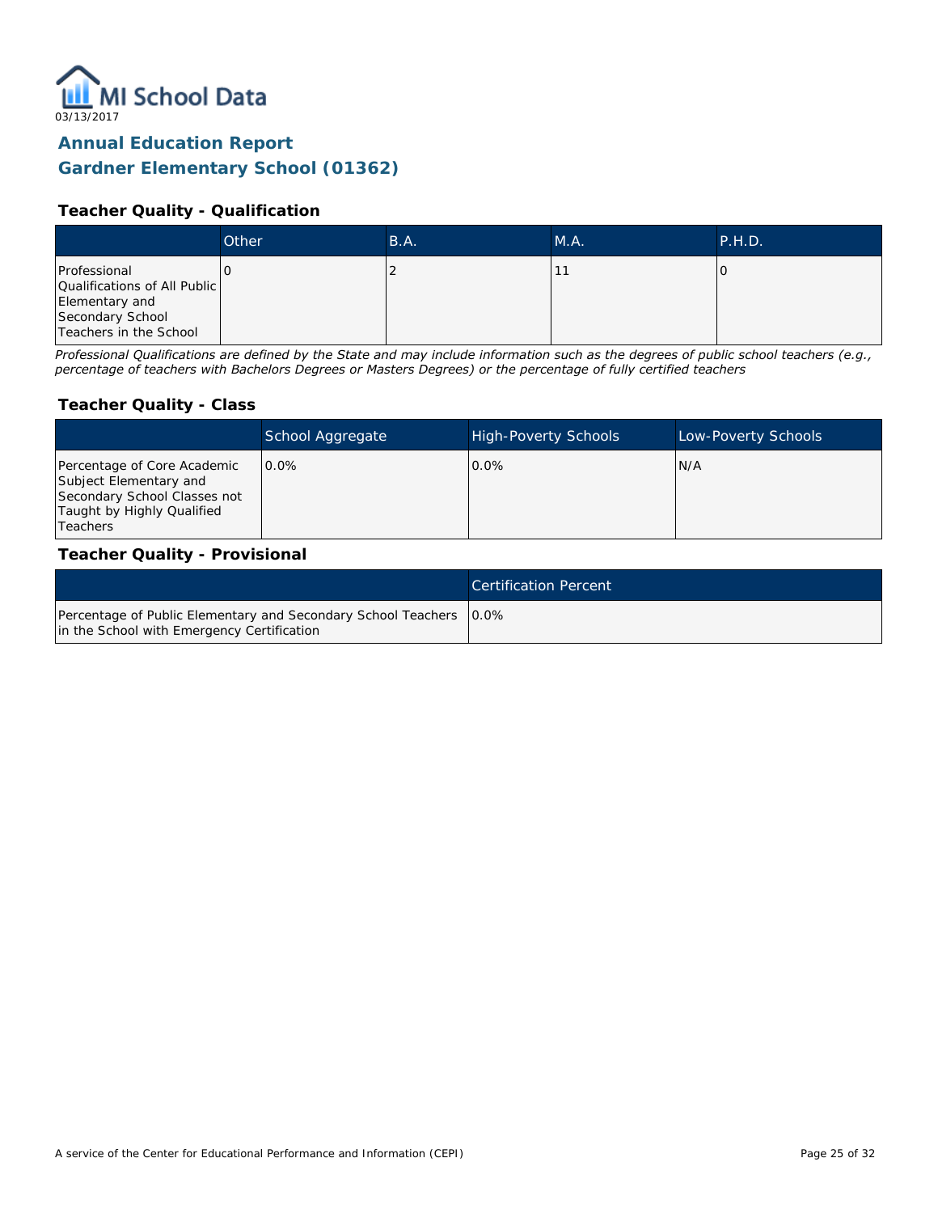MI School Data

03/13/2017

## Annual Education Report
## Gardner Elementary School (01362)

### Teacher Quality - Qualification

| | Other | B.A. | M.A. | P.H.D. |
|---|---|---|---|---|
| Professional Qualifications of All Public Elementary and Secondary School Teachers in the School | 0 | 2 | 11 | 0 |

*Professional Qualifications are defined by the State and may include information such as the degrees of public school teachers (e.g., percentage of teachers with Bachelors Degrees or Masters Degrees) or the percentage of fully certified teachers*

### Teacher Quality - Class

| | School Aggregate | High-Poverty Schools | Low-Poverty Schools |
|---|---|---|---|
| Percentage of Core Academic Subject Elementary and Secondary School Classes not Taught by Highly Qualified Teachers | 0.0% | 0.0% | N/A |

### Teacher Quality - Provisional

| | Certification Percent |
|---|---|
| Percentage of Public Elementary and Secondary School Teachers in the School with Emergency Certification | 0.0% |

A service of the Center for Educational Performance and Information (CEPI)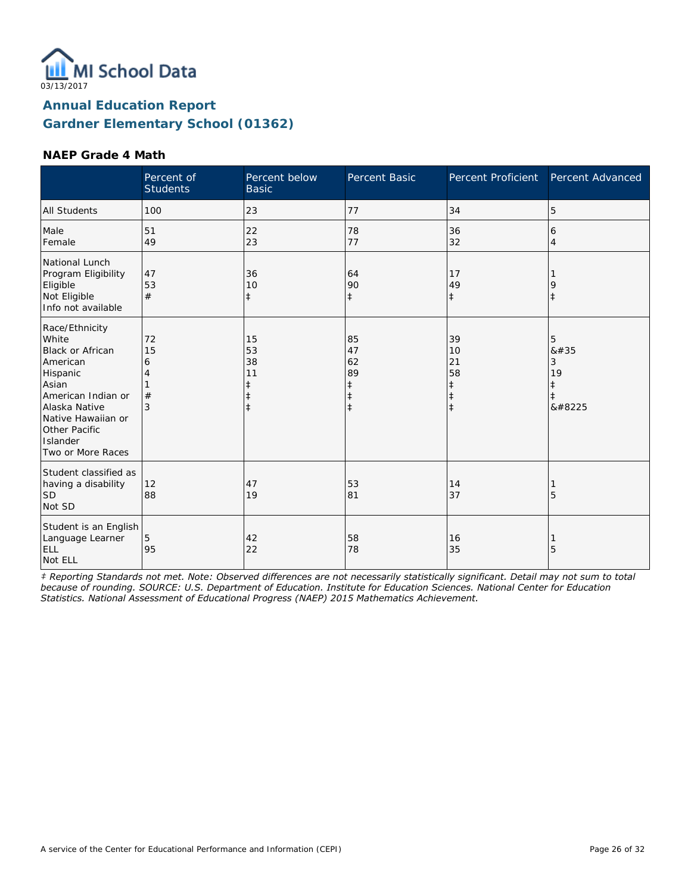03/13/2017

# Annual Education Report
## Gardner Elementary School (01362)

### NAEP Grade 4 Math

| | Percent of Students | Percent below Basic | Percent Basic | Percent Proficient | Percent Advanced |
|---|---|---|---|---|---|
| All Students | 100 | 23 | 77 | 34 | 5 |
| Male | 51 | 22 | 78 | 36 | 6 |
| Female | 49 | 23 | 77 | 32 | 4 |
| National Lunch Program Eligibility | | | | | |
| Eligible | 47 | 36 | 64 | 17 | 1 |
| Not Eligible | 53 | 10 | 90 | 49 | 9 |
| Info not available | # | ‡ | ‡ | ‡ | ‡ |
| Race/Ethnicity | | | | | |
| White | 72 | 15 | 85 | 39 | 5 |
| Black or African American | 15 | 53 | 47 | 10 | &#35 |
| Hispanic | 6 | 38 | 62 | 21 | 3 |
| Asian | 4 | 11 | 89 | 58 | 19 |
| American Indian or Alaska Native | 1 | ‡ | ‡ | ‡ | ‡ |
| Native Hawaiian or Other Pacific Islander | # | ‡ | ‡ | ‡ | ‡ |
| Two or More Races | 3 | ‡ | ‡ | ‡ | &#8225 |
| Student classified as having a disability | | | | | |
| SD | 12 | 47 | 53 | 14 | 1 |
| Not SD | 88 | 19 | 81 | 37 | 5 |
| Student is an English Language Learner | | | | | |
| ELL | 5 | 42 | 58 | 16 | 1 |
| Not ELL | 95 | 22 | 78 | 35 | 5 |

*‡ Reporting Standards not met. Note: Observed differences are not necessarily statistically significant. Detail may not sum to total because of rounding. SOURCE: U.S. Department of Education. Institute for Education Sciences. National Center for Education Statistics. National Assessment of Educational Progress (NAEP) 2015 Mathematics Achievement.*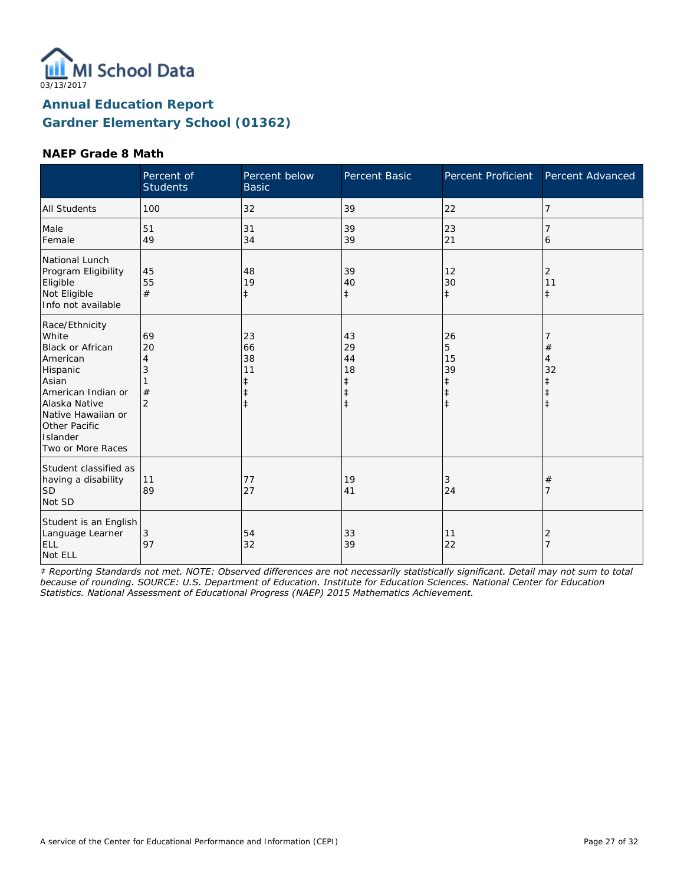MI School Data

03/13/2017

## Annual Education Report
## Gardner Elementary School (01362)

### NAEP Grade 8 Math

| | Percent of Students | Percent below Basic | Percent Basic | Percent Proficient | Percent Advanced |
|---|---|---|---|---|---|
| All Students | 100 | 32 | 39 | 22 | 7 |
| Male | 51 | 31 | 39 | 23 | 7 |
| Female | 49 | 34 | 39 | 21 | 6 |
| National Lunch Program Eligibility | | | | | |
| Eligible | 45 | 48 | 39 | 12 | 2 |
| Not Eligible | 55 | 19 | 40 | 30 | 11 |
| Info not available | # | ‡ | ‡ | ‡ | ‡ |
| Race/Ethnicity | | | | | |
| White | 69 | 23 | 43 | 26 | 7 |
| Black or African American | 20 | 66 | 29 | 5 | # |
| Hispanic | 4 | 38 | 44 | 15 | 4 |
| Asian | 3 | 11 | 18 | 39 | 32 |
| American Indian or Alaska Native | 1 | ‡ | ‡ | ‡ | ‡ |
| Native Hawaiian or Other Pacific Islander | # | ‡ | ‡ | ‡ | ‡ |
| Two or More Races | 2 | ‡ | ‡ | ‡ | ‡ |
| Student classified as having a disability | | | | | |
| SD | 11 | 77 | 19 | 3 | # |
| Not SD | 89 | 27 | 41 | 24 | 7 |
| Student is an English Language Learner | | | | | |
| ELL | 3 | 54 | 33 | 11 | 2 |
| Not ELL | 97 | 32 | 39 | 22 | 7 |

*‡ Reporting Standards not met. NOTE: Observed differences are not necessarily statistically significant. Detail may not sum to total because of rounding. SOURCE: U.S. Department of Education. Institute for Education Sciences. National Center for Education Statistics. National Assessment of Educational Progress (NAEP) 2015 Mathematics Achievement.*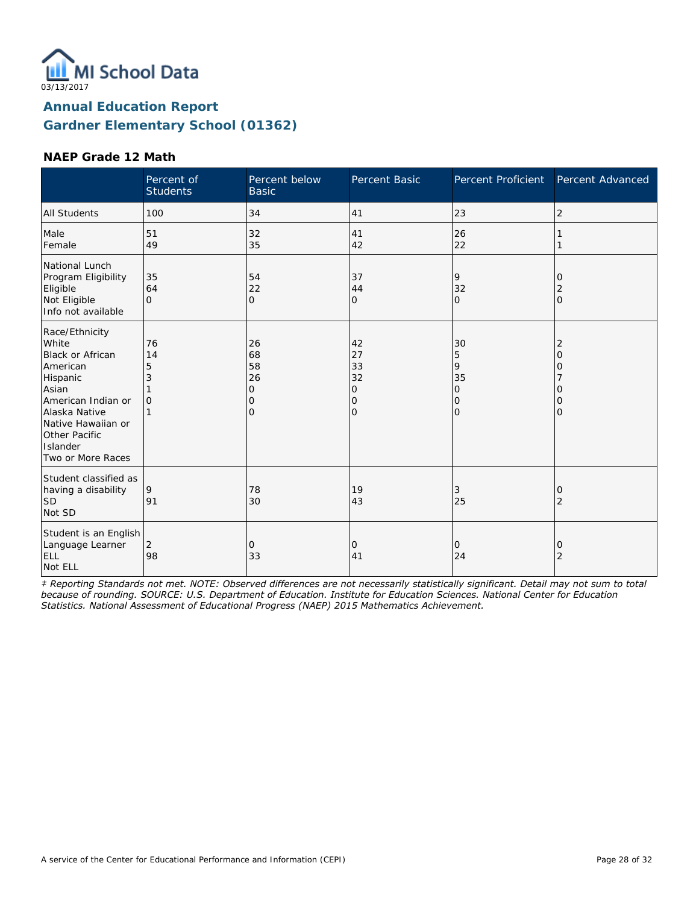MI School Data
03/13/2017

## Annual Education Report
## Gardner Elementary School (01362)

### NAEP Grade 12 Math

| | Percent of Students | Percent below Basic | Percent Basic | Percent Proficient | Percent Advanced |
|---|---|---|---|---|---|
| All Students | 100 | 34 | 41 | 23 | 2 |
| Male | 51 | 32 | 41 | 26 | 1 |
| Female | 49 | 35 | 42 | 22 | 1 |
| National Lunch Program Eligibility | | | | | |
| Eligible | 35 | 54 | 37 | 9 | 0 |
| Not Eligible | 64 | 22 | 44 | 32 | 2 |
| Info not available | 0 | 0 | 0 | 0 | 0 |
| Race/Ethnicity | | | | | |
| White | 76 | 26 | 42 | 30 | 2 |
| Black or African American | 14 | 68 | 27 | 5 | 0 |
| Hispanic | 5 | 58 | 33 | 9 | 0 |
| Asian | 3 | 26 | 32 | 35 | 7 |
| American Indian or Alaska Native | 1 | 0 | 0 | 0 | 0 |
| Native Hawaiian or Other Pacific Islander | 0 | 0 | 0 | 0 | 0 |
| Two or More Races | 1 | 0 | 0 | 0 | 0 |
| Student classified as having a disability | | | | | |
| SD | 9 | 78 | 19 | 3 | 0 |
| Not SD | 91 | 30 | 43 | 25 | 2 |
| Student is an English Language Learner | | | | | |
| ELL | 2 | 0 | 0 | 0 | 0 |
| Not ELL | 98 | 33 | 41 | 24 | 2 |

*‡ Reporting Standards not met. NOTE: Observed differences are not necessarily statistically significant. Detail may not sum to total because of rounding. SOURCE: U.S. Department of Education. Institute for Education Sciences. National Center for Education Statistics. National Assessment of Educational Progress (NAEP) 2015 Mathematics Achievement.*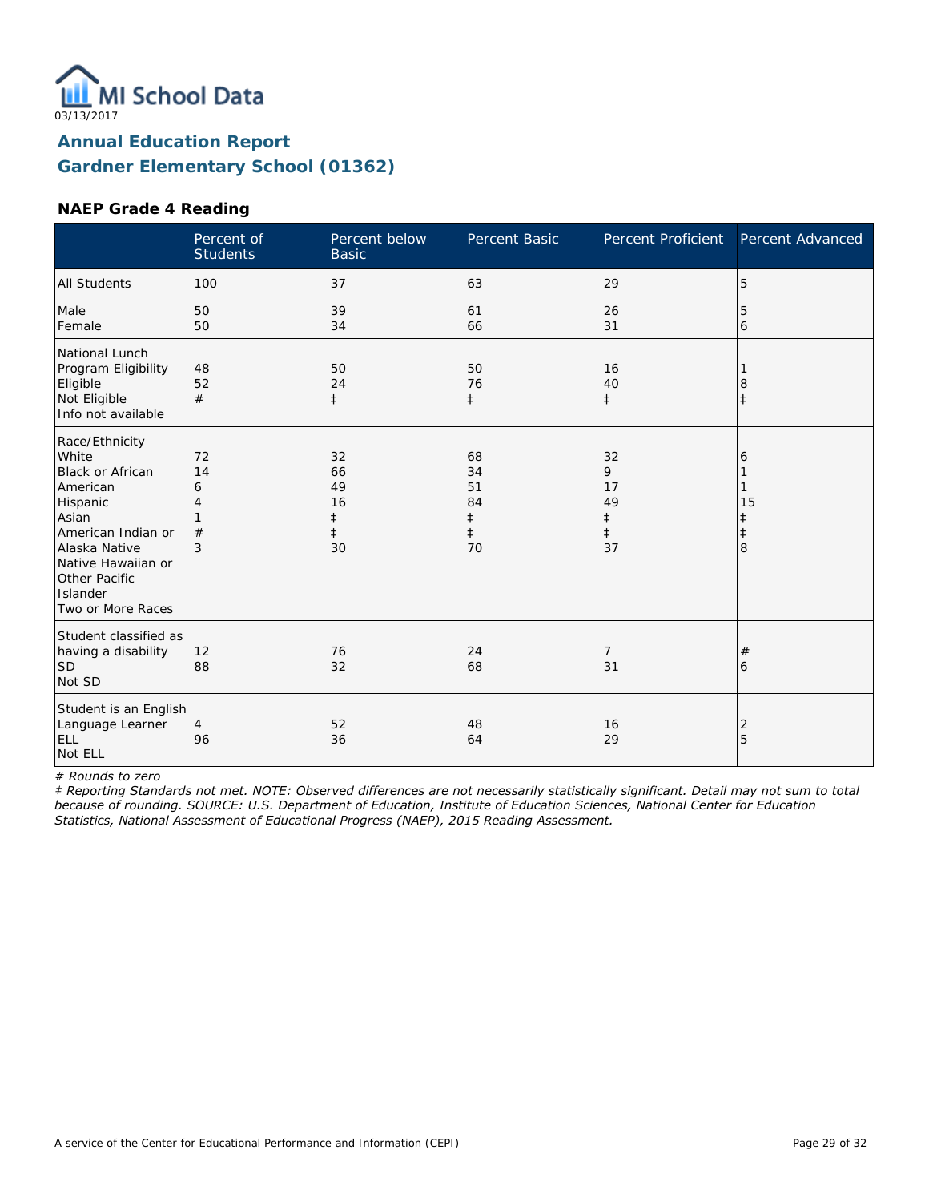MI School Data
03/13/2017

## Annual Education Report
## Gardner Elementary School (01362)

### NAEP Grade 4 Reading

| | Percent of Students | Percent below Basic | Percent Basic | Percent Proficient | Percent Advanced |
|---|---|---|---|---|---|
| All Students | 100 | 37 | 63 | 29 | 5 |
| Male | 50 | 39 | 61 | 26 | 5 |
| Female | 50 | 34 | 66 | 31 | 6 |
| **National Lunch Program Eligibility** | | | | | |
| Eligible | 48 | 50 | 50 | 16 | 1 |
| Not Eligible | 52 | 24 | 76 | 40 | 8 |
| Info not available | # | ‡ | ‡ | ‡ | ‡ |
| **Race/Ethnicity** | | | | | |
| White | 72 | 32 | 68 | 32 | 6 |
| Black or African American | 14 | 66 | 34 | 9 | 1 |
| Hispanic | 6 | 49 | 51 | 17 | 1 |
| Asian | 4 | 16 | 84 | 49 | 15 |
| American Indian or Alaska Native | 1 | ‡ | ‡ | ‡ | ‡ |
| Native Hawaiian or Other Pacific Islander | # | ‡ | ‡ | ‡ | ‡ |
| Two or More Races | 3 | 30 | 70 | 37 | 8 |
| **Student classified as having a disability** | | | | | |
| SD | 12 | 76 | 24 | 7 | # |
| Not SD | 88 | 32 | 68 | 31 | 6 |
| **Student is an English Language Learner** | | | | | |
| ELL | 4 | 52 | 48 | 16 | 2 |
| Not ELL | 96 | 36 | 64 | 29 | 5 |

*# Rounds to zero*

*‡ Reporting Standards not met. NOTE: Observed differences are not necessarily statistically significant. Detail may not sum to total because of rounding. SOURCE: U.S. Department of Education, Institute of Education Sciences, National Center for Education Statistics, National Assessment of Educational Progress (NAEP), 2015 Reading Assessment.*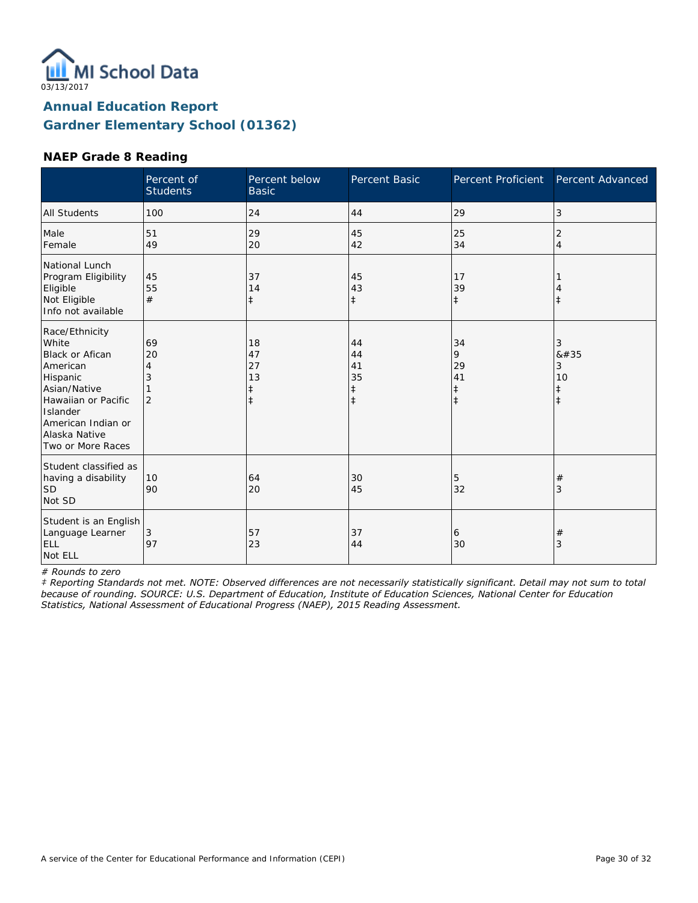03/13/2017

# Annual Education Report
## Gardner Elementary School (01362)

### NAEP Grade 8 Reading

| | Percent of Students | Percent below Basic | Percent Basic | Percent Proficient | Percent Advanced |
|---|---|---|---|---|---|
| All Students | 100 | 24 | 44 | 29 | 3 |
| Male | 51 | 29 | 45 | 25 | 2 |
| Female | 49 | 20 | 42 | 34 | 4 |
| National Lunch Program Eligibility | | | | | |
| Eligible | 45 | 37 | 45 | 17 | 1 |
| Not Eligible | 55 | 14 | 43 | 39 | 4 |
| Info not available | # | ‡ | ‡ | ‡ | ‡ |
| Race/Ethnicity | | | | | |
| White | 69 | 18 | 44 | 34 | 3 |
| Black or Afican American | 20 | 47 | 44 | 9 | &#35 |
| Hispanic | 4 | 27 | 41 | 29 | 3 |
| Asian/Native Hawaiian or Pacific Islander | 3 | 13 | 35 | 41 | 10 |
| American Indian or Alaska Native | 1 | ‡ | ‡ | ‡ | ‡ |
| Two or More Races | 2 | ‡ | ‡ | ‡ | ‡ |
| Student classified as having a disability | | | | | |
| SD | 10 | 64 | 30 | 5 | # |
| Not SD | 90 | 20 | 45 | 32 | 3 |
| Student is an English Language Learner | | | | | |
| ELL | 3 | 57 | 37 | 6 | # |
| Not ELL | 97 | 23 | 44 | 30 | 3 |

*# Rounds to zero*

*‡ Reporting Standards not met. NOTE: Observed differences are not necessarily statistically significant. Detail may not sum to total because of rounding. SOURCE: U.S. Department of Education, Institute of Education Sciences, National Center for Education Statistics, National Assessment of Educational Progress (NAEP), 2015 Reading Assessment.*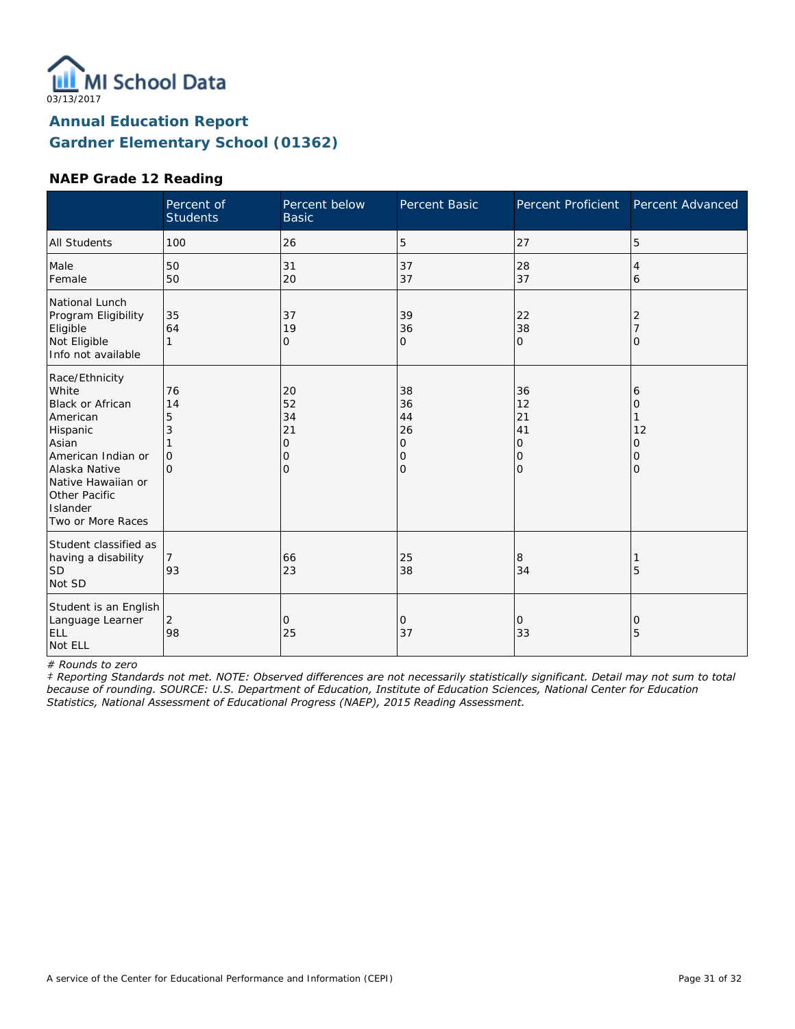03/13/2017

## Annual Education Report
## Gardner Elementary School (01362)

### NAEP Grade 12 Reading

| | Percent of Students | Percent below Basic | Percent Basic | Percent Proficient | Percent Advanced |
|---|---|---|---|---|---|
| All Students | 100 | 26 | 5 | 27 | 5 |
| Male | 50 | 31 | 37 | 28 | 4 |
| Female | 50 | 20 | 37 | 37 | 6 |
| National Lunch Program Eligibility | | | | | |
| Eligible | 35 | 37 | 39 | 22 | 2 |
| Not Eligible | 64 | 19 | 36 | 38 | 7 |
| Info not available | 1 | 0 | 0 | 0 | 0 |
| Race/Ethnicity | | | | | |
| White | 76 | 20 | 38 | 36 | 6 |
| Black or African American | 14 | 52 | 36 | 12 | 0 |
| Hispanic | 5 | 34 | 44 | 21 | 1 |
| Asian | 3 | 21 | 26 | 41 | 12 |
| American Indian or Alaska Native | 1 | 0 | 0 | 0 | 0 |
| Native Hawaiian or Other Pacific Islander | 0 | 0 | 0 | 0 | 0 |
| Two or More Races | 0 | 0 | 0 | 0 | 0 |
| Student classified as having a disability | | | | | |
| SD | 7 | 66 | 25 | 8 | 1 |
| Not SD | 93 | 23 | 38 | 34 | 5 |
| Student is an English Language Learner | | | | | |
| ELL | 2 | 0 | 0 | 0 | 0 |
| Not ELL | 98 | 25 | 37 | 33 | 5 |

*# Rounds to zero*

*‡ Reporting Standards not met. NOTE: Observed differences are not necessarily statistically significant. Detail may not sum to total because of rounding. SOURCE: U.S. Department of Education, Institute of Education Sciences, National Center for Education Statistics, National Assessment of Educational Progress (NAEP), 2015 Reading Assessment.*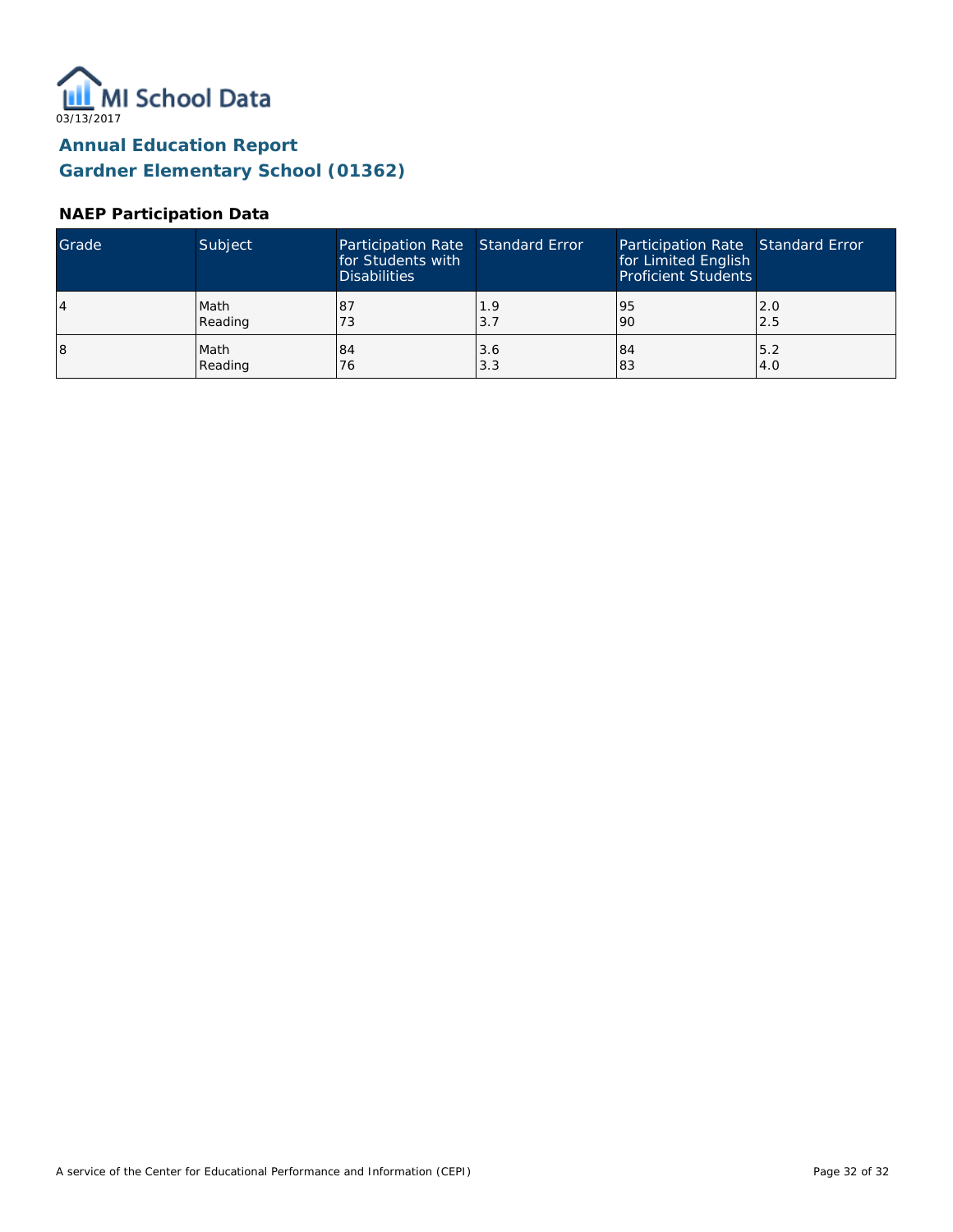MI School Data

03/13/2017

# Annual Education Report

## Gardner Elementary School (01362)

### NAEP Participation Data

| Grade | Subject | Participation Rate for Students with Disabilities | Standard Error | Participation Rate for Limited English Proficient Students | Standard Error |
|---|---|---|---|---|---|
| 4 | Math<br>Reading | 87<br>73 | 1.9<br>3.7 | 95<br>90 | 2.0<br>2.5 |
| 8 | Math<br>Reading | 84<br>76 | 3.6<br>3.3 | 84<br>83 | 5.2<br>4.0 |

A service of the Center for Educational Performance and Information (CEPI)